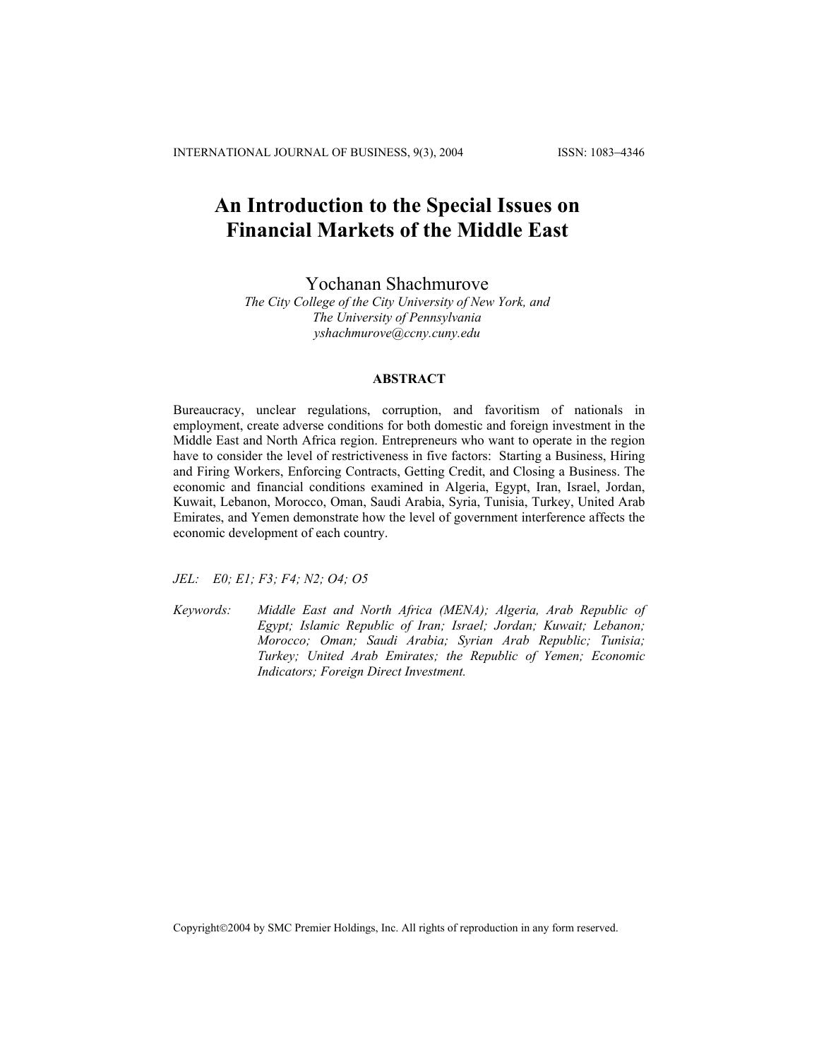# An Introduction to the Special Issues on Financial Markets of the Middle East

Yochanan Shachmurove

*The City College of the City University of New York, and*
*The University of Pennsylvania*
*yshachmurove@ccny.cuny.edu*

## ABSTRACT

Bureaucracy, unclear regulations, corruption, and favoritism of nationals in employment, create adverse conditions for both domestic and foreign investment in the Middle East and North Africa region. Entrepreneurs who want to operate in the region have to consider the level of restrictiveness in five factors: Starting a Business, Hiring and Firing Workers, Enforcing Contracts, Getting Credit, and Closing a Business. The economic and financial conditions examined in Algeria, Egypt, Iran, Israel, Jordan, Kuwait, Lebanon, Morocco, Oman, Saudi Arabia, Syria, Tunisia, Turkey, United Arab Emirates, and Yemen demonstrate how the level of government interference affects the economic development of each country.

*JEL:* *E0; E1; F3; F4; N2; O4; O5*

*Keywords:* *Middle East and North Africa (MENA); Algeria, Arab Republic of Egypt; Islamic Republic of Iran; Israel; Jordan; Kuwait; Lebanon; Morocco; Oman; Saudi Arabia; Syrian Arab Republic; Tunisia; Turkey; United Arab Emirates; the Republic of Yemen; Economic Indicators; Foreign Direct Investment.*

Copyright©2004 by SMC Premier Holdings, Inc. All rights of reproduction in any form reserved.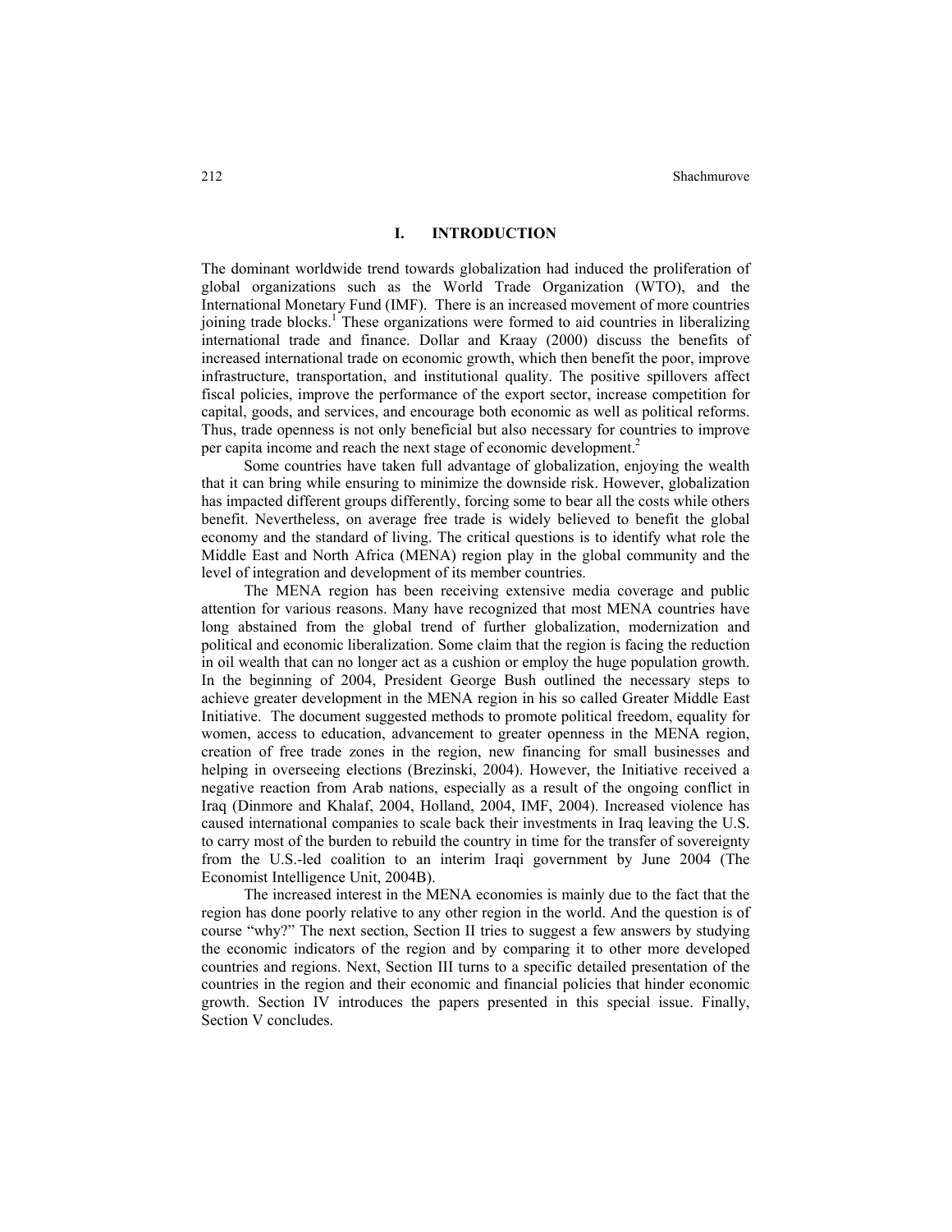## I. INTRODUCTION

The dominant worldwide trend towards globalization had induced the proliferation of global organizations such as the World Trade Organization (WTO), and the International Monetary Fund (IMF). There is an increased movement of more countries joining trade blocks.[1] These organizations were formed to aid countries in liberalizing international trade and finance. Dollar and Kraay (2000) discuss the benefits of increased international trade on economic growth, which then benefit the poor, improve infrastructure, transportation, and institutional quality. The positive spillovers affect fiscal policies, improve the performance of the export sector, increase competition for capital, goods, and services, and encourage both economic as well as political reforms. Thus, trade openness is not only beneficial but also necessary for countries to improve per capita income and reach the next stage of economic development.[2]

Some countries have taken full advantage of globalization, enjoying the wealth that it can bring while ensuring to minimize the downside risk. However, globalization has impacted different groups differently, forcing some to bear all the costs while others benefit. Nevertheless, on average free trade is widely believed to benefit the global economy and the standard of living. The critical questions is to identify what role the Middle East and North Africa (MENA) region play in the global community and the level of integration and development of its member countries.

The MENA region has been receiving extensive media coverage and public attention for various reasons. Many have recognized that most MENA countries have long abstained from the global trend of further globalization, modernization and political and economic liberalization. Some claim that the region is facing the reduction in oil wealth that can no longer act as a cushion or employ the huge population growth. In the beginning of 2004, President George Bush outlined the necessary steps to achieve greater development in the MENA region in his so called Greater Middle East Initiative. The document suggested methods to promote political freedom, equality for women, access to education, advancement to greater openness in the MENA region, creation of free trade zones in the region, new financing for small businesses and helping in overseeing elections (Brezinski, 2004). However, the Initiative received a negative reaction from Arab nations, especially as a result of the ongoing conflict in Iraq (Dinmore and Khalaf, 2004, Holland, 2004, IMF, 2004). Increased violence has caused international companies to scale back their investments in Iraq leaving the U.S. to carry most of the burden to rebuild the country in time for the transfer of sovereignty from the U.S.-led coalition to an interim Iraqi government by June 2004 (The Economist Intelligence Unit, 2004B).

The increased interest in the MENA economies is mainly due to the fact that the region has done poorly relative to any other region in the world. And the question is of course "why?" The next section, Section II tries to suggest a few answers by studying the economic indicators of the region and by comparing it to other more developed countries and regions. Next, Section III turns to a specific detailed presentation of the countries in the region and their economic and financial policies that hinder economic growth. Section IV introduces the papers presented in this special issue. Finally, Section V concludes.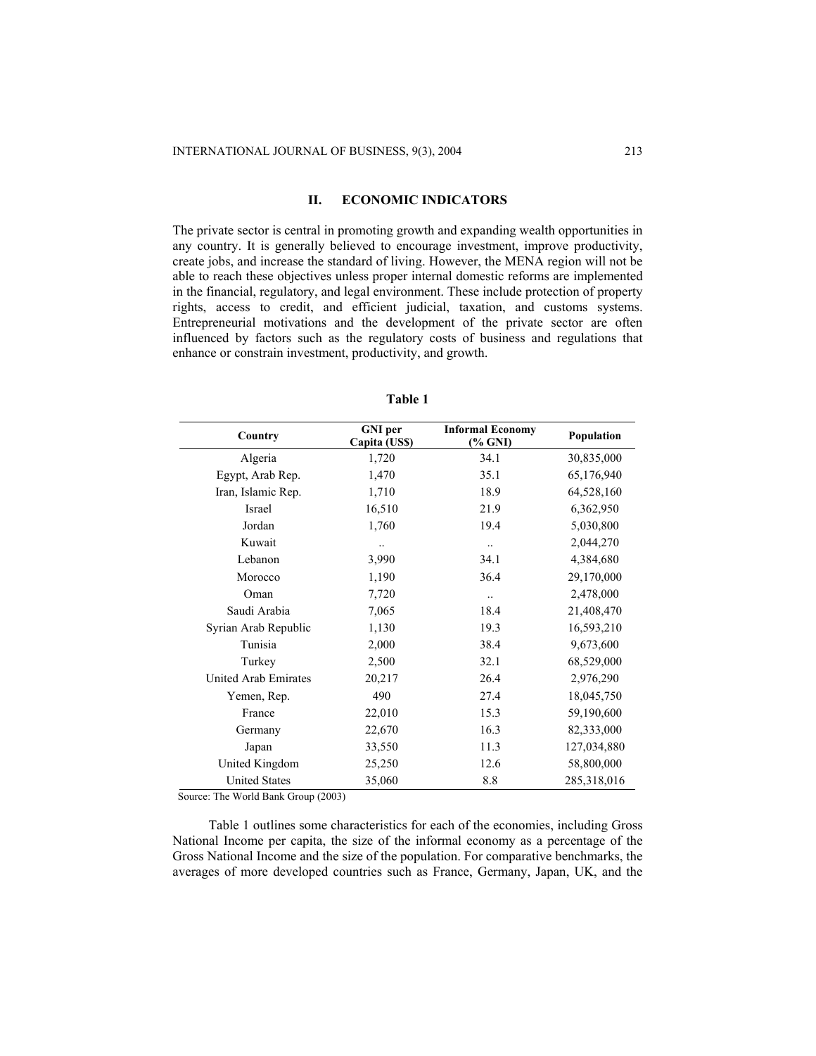## II. ECONOMIC INDICATORS

The private sector is central in promoting growth and expanding wealth opportunities in any country. It is generally believed to encourage investment, improve productivity, create jobs, and increase the standard of living. However, the MENA region will not be able to reach these objectives unless proper internal domestic reforms are implemented in the financial, regulatory, and legal environment. These include protection of property rights, access to credit, and efficient judicial, taxation, and customs systems. Entrepreneurial motivations and the development of the private sector are often influenced by factors such as the regulatory costs of business and regulations that enhance or constrain investment, productivity, and growth.

**Table 1**

| Country | GNI per Capita (US$) | Informal Economy (% GNI) | Population |
|---|---|---|---|
| Algeria | 1,720 | 34.1 | 30,835,000 |
| Egypt, Arab Rep. | 1,470 | 35.1 | 65,176,940 |
| Iran, Islamic Rep. | 1,710 | 18.9 | 64,528,160 |
| Israel | 16,510 | 21.9 | 6,362,950 |
| Jordan | 1,760 | 19.4 | 5,030,800 |
| Kuwait | .. | .. | 2,044,270 |
| Lebanon | 3,990 | 34.1 | 4,384,680 |
| Morocco | 1,190 | 36.4 | 29,170,000 |
| Oman | 7,720 | .. | 2,478,000 |
| Saudi Arabia | 7,065 | 18.4 | 21,408,470 |
| Syrian Arab Republic | 1,130 | 19.3 | 16,593,210 |
| Tunisia | 2,000 | 38.4 | 9,673,600 |
| Turkey | 2,500 | 32.1 | 68,529,000 |
| United Arab Emirates | 20,217 | 26.4 | 2,976,290 |
| Yemen, Rep. | 490 | 27.4 | 18,045,750 |
| France | 22,010 | 15.3 | 59,190,600 |
| Germany | 22,670 | 16.3 | 82,333,000 |
| Japan | 33,550 | 11.3 | 127,034,880 |
| United Kingdom | 25,250 | 12.6 | 58,800,000 |
| United States | 35,060 | 8.8 | 285,318,016 |

Source: The World Bank Group (2003)

Table 1 outlines some characteristics for each of the economies, including Gross National Income per capita, the size of the informal economy as a percentage of the Gross National Income and the size of the population. For comparative benchmarks, the averages of more developed countries such as France, Germany, Japan, UK, and the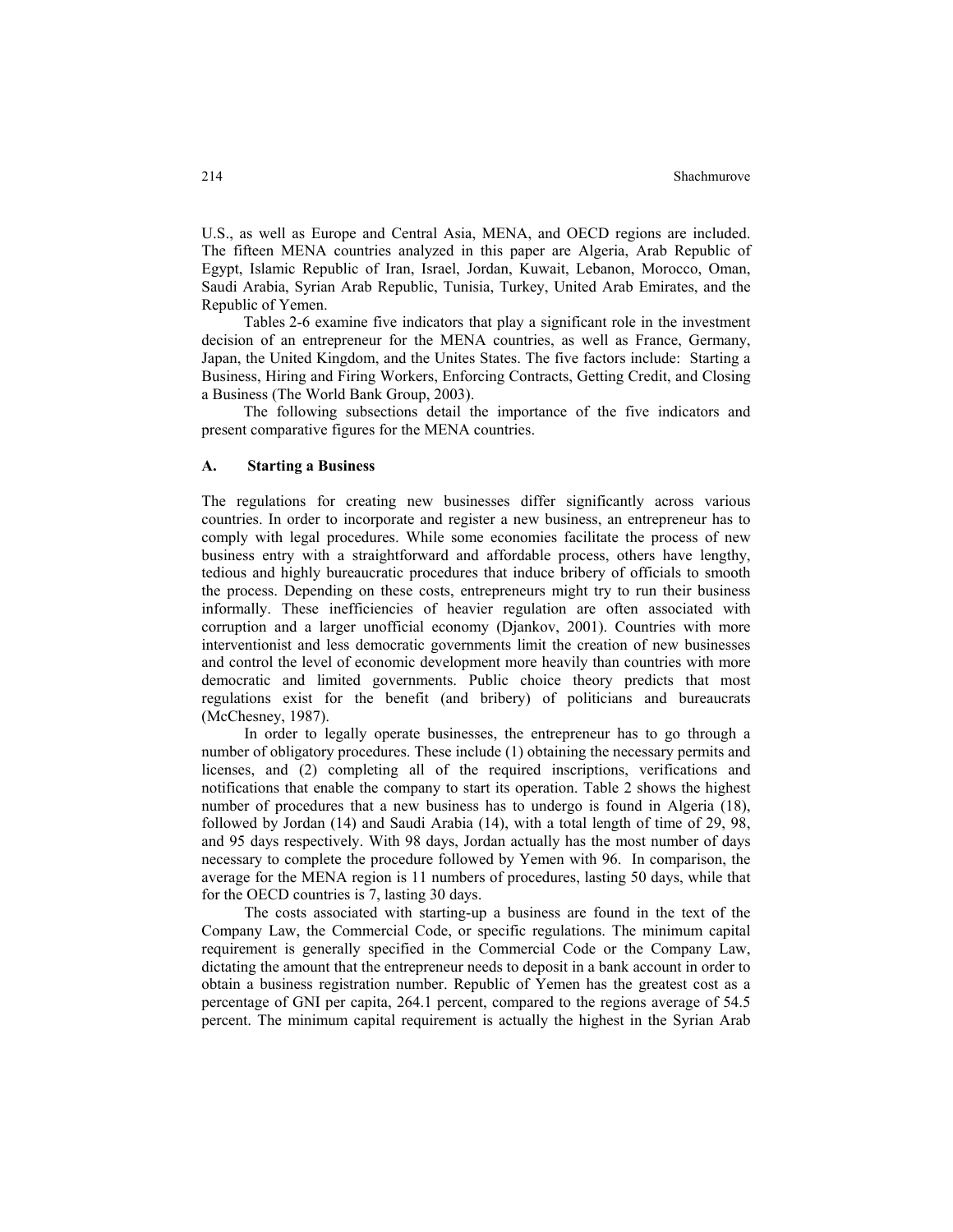U.S., as well as Europe and Central Asia, MENA, and OECD regions are included. The fifteen MENA countries analyzed in this paper are Algeria, Arab Republic of Egypt, Islamic Republic of Iran, Israel, Jordan, Kuwait, Lebanon, Morocco, Oman, Saudi Arabia, Syrian Arab Republic, Tunisia, Turkey, United Arab Emirates, and the Republic of Yemen.

Tables 2-6 examine five indicators that play a significant role in the investment decision of an entrepreneur for the MENA countries, as well as France, Germany, Japan, the United Kingdom, and the Unites States. The five factors include: Starting a Business, Hiring and Firing Workers, Enforcing Contracts, Getting Credit, and Closing a Business (The World Bank Group, 2003).

The following subsections detail the importance of the five indicators and present comparative figures for the MENA countries.

### A. Starting a Business

The regulations for creating new businesses differ significantly across various countries. In order to incorporate and register a new business, an entrepreneur has to comply with legal procedures. While some economies facilitate the process of new business entry with a straightforward and affordable process, others have lengthy, tedious and highly bureaucratic procedures that induce bribery of officials to smooth the process. Depending on these costs, entrepreneurs might try to run their business informally. These inefficiencies of heavier regulation are often associated with corruption and a larger unofficial economy (Djankov, 2001). Countries with more interventionist and less democratic governments limit the creation of new businesses and control the level of economic development more heavily than countries with more democratic and limited governments. Public choice theory predicts that most regulations exist for the benefit (and bribery) of politicians and bureaucrats (McChesney, 1987).

In order to legally operate businesses, the entrepreneur has to go through a number of obligatory procedures. These include (1) obtaining the necessary permits and licenses, and (2) completing all of the required inscriptions, verifications and notifications that enable the company to start its operation. Table 2 shows the highest number of procedures that a new business has to undergo is found in Algeria (18), followed by Jordan (14) and Saudi Arabia (14), with a total length of time of 29, 98, and 95 days respectively. With 98 days, Jordan actually has the most number of days necessary to complete the procedure followed by Yemen with 96. In comparison, the average for the MENA region is 11 numbers of procedures, lasting 50 days, while that for the OECD countries is 7, lasting 30 days.

The costs associated with starting-up a business are found in the text of the Company Law, the Commercial Code, or specific regulations. The minimum capital requirement is generally specified in the Commercial Code or the Company Law, dictating the amount that the entrepreneur needs to deposit in a bank account in order to obtain a business registration number. Republic of Yemen has the greatest cost as a percentage of GNI per capita, 264.1 percent, compared to the regions average of 54.5 percent. The minimum capital requirement is actually the highest in the Syrian Arab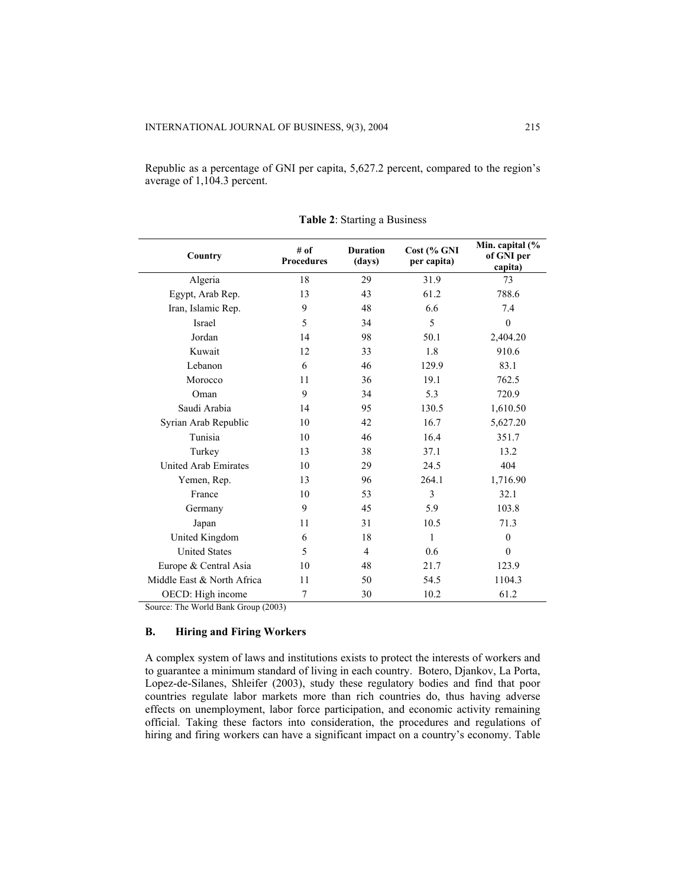Republic as a percentage of GNI per capita, 5,627.2 percent, compared to the region's average of 1,104.3 percent.

**Table 2**: Starting a Business

| Country | # of Procedures | Duration (days) | Cost (% GNI per capita) | Min. capital (% of GNI per capita) |
|---|---|---|---|---|
| Algeria | 18 | 29 | 31.9 | 73 |
| Egypt, Arab Rep. | 13 | 43 | 61.2 | 788.6 |
| Iran, Islamic Rep. | 9 | 48 | 6.6 | 7.4 |
| Israel | 5 | 34 | 5 | 0 |
| Jordan | 14 | 98 | 50.1 | 2,404.20 |
| Kuwait | 12 | 33 | 1.8 | 910.6 |
| Lebanon | 6 | 46 | 129.9 | 83.1 |
| Morocco | 11 | 36 | 19.1 | 762.5 |
| Oman | 9 | 34 | 5.3 | 720.9 |
| Saudi Arabia | 14 | 95 | 130.5 | 1,610.50 |
| Syrian Arab Republic | 10 | 42 | 16.7 | 5,627.20 |
| Tunisia | 10 | 46 | 16.4 | 351.7 |
| Turkey | 13 | 38 | 37.1 | 13.2 |
| United Arab Emirates | 10 | 29 | 24.5 | 404 |
| Yemen, Rep. | 13 | 96 | 264.1 | 1,716.90 |
| France | 10 | 53 | 3 | 32.1 |
| Germany | 9 | 45 | 5.9 | 103.8 |
| Japan | 11 | 31 | 10.5 | 71.3 |
| United Kingdom | 6 | 18 | 1 | 0 |
| United States | 5 | 4 | 0.6 | 0 |
| Europe & Central Asia | 10 | 48 | 21.7 | 123.9 |
| Middle East & North Africa | 11 | 50 | 54.5 | 1104.3 |
| OECD: High income | 7 | 30 | 10.2 | 61.2 |

Source: The World Bank Group (2003)

### B. Hiring and Firing Workers

A complex system of laws and institutions exists to protect the interests of workers and to guarantee a minimum standard of living in each country. Botero, Djankov, La Porta, Lopez-de-Silanes, Shleifer (2003), study these regulatory bodies and find that poor countries regulate labor markets more than rich countries do, thus having adverse effects on unemployment, labor force participation, and economic activity remaining official. Taking these factors into consideration, the procedures and regulations of hiring and firing workers can have a significant impact on a country's economy. Table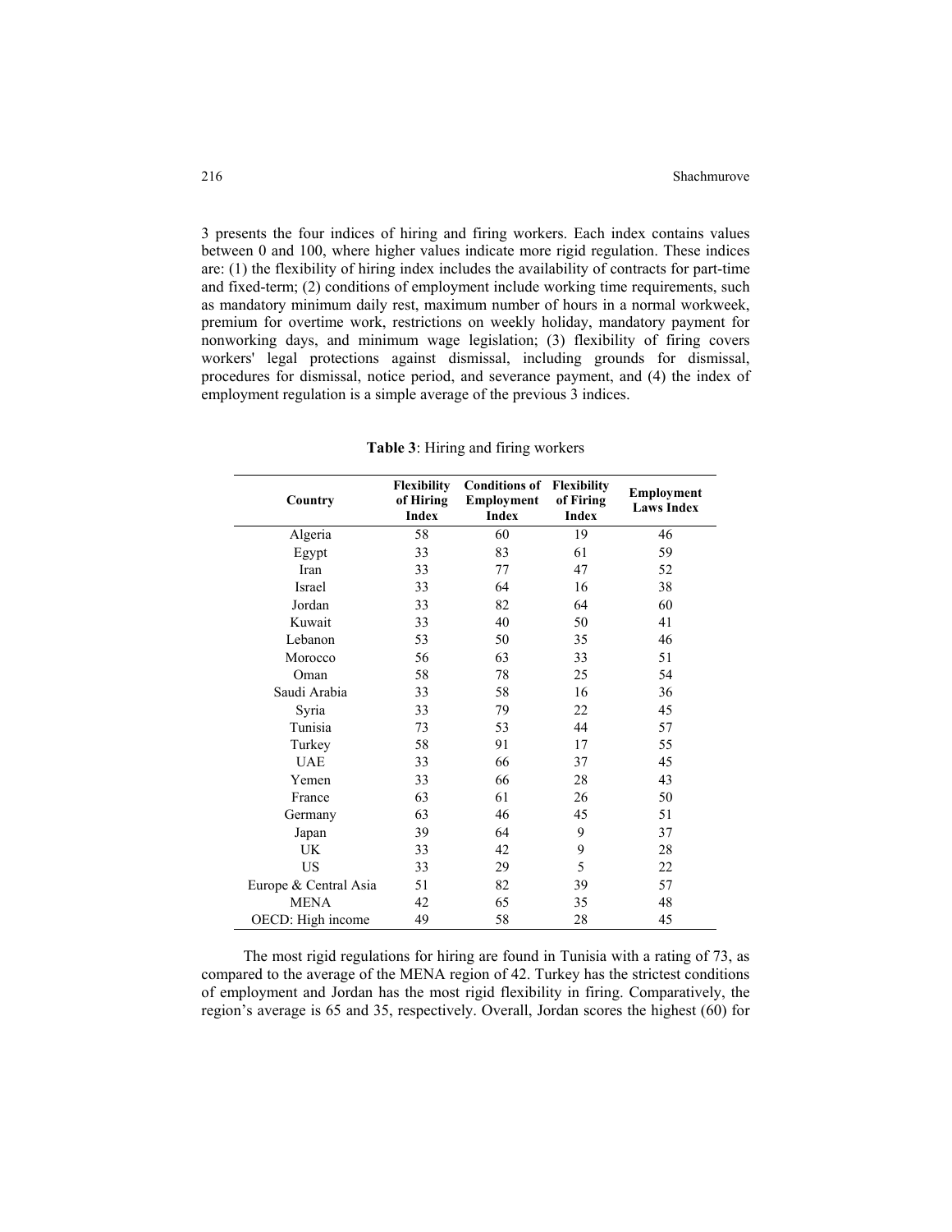3 presents the four indices of hiring and firing workers. Each index contains values between 0 and 100, where higher values indicate more rigid regulation. These indices are: (1) the flexibility of hiring index includes the availability of contracts for part-time and fixed-term; (2) conditions of employment include working time requirements, such as mandatory minimum daily rest, maximum number of hours in a normal workweek, premium for overtime work, restrictions on weekly holiday, mandatory payment for nonworking days, and minimum wage legislation; (3) flexibility of firing covers workers' legal protections against dismissal, including grounds for dismissal, procedures for dismissal, notice period, and severance payment, and (4) the index of employment regulation is a simple average of the previous 3 indices.

**Table 3**: Hiring and firing workers

| Country | Flexibility of Hiring Index | Conditions of Employment Index | Flexibility of Firing Index | Employment Laws Index |
|---|---|---|---|---|
| Algeria | 58 | 60 | 19 | 46 |
| Egypt | 33 | 83 | 61 | 59 |
| Iran | 33 | 77 | 47 | 52 |
| Israel | 33 | 64 | 16 | 38 |
| Jordan | 33 | 82 | 64 | 60 |
| Kuwait | 33 | 40 | 50 | 41 |
| Lebanon | 53 | 50 | 35 | 46 |
| Morocco | 56 | 63 | 33 | 51 |
| Oman | 58 | 78 | 25 | 54 |
| Saudi Arabia | 33 | 58 | 16 | 36 |
| Syria | 33 | 79 | 22 | 45 |
| Tunisia | 73 | 53 | 44 | 57 |
| Turkey | 58 | 91 | 17 | 55 |
| UAE | 33 | 66 | 37 | 45 |
| Yemen | 33 | 66 | 28 | 43 |
| France | 63 | 61 | 26 | 50 |
| Germany | 63 | 46 | 45 | 51 |
| Japan | 39 | 64 | 9 | 37 |
| UK | 33 | 42 | 9 | 28 |
| US | 33 | 29 | 5 | 22 |
| Europe & Central Asia | 51 | 82 | 39 | 57 |
| MENA | 42 | 65 | 35 | 48 |
| OECD: High income | 49 | 58 | 28 | 45 |

The most rigid regulations for hiring are found in Tunisia with a rating of 73, as compared to the average of the MENA region of 42. Turkey has the strictest conditions of employment and Jordan has the most rigid flexibility in firing. Comparatively, the region's average is 65 and 35, respectively. Overall, Jordan scores the highest (60) for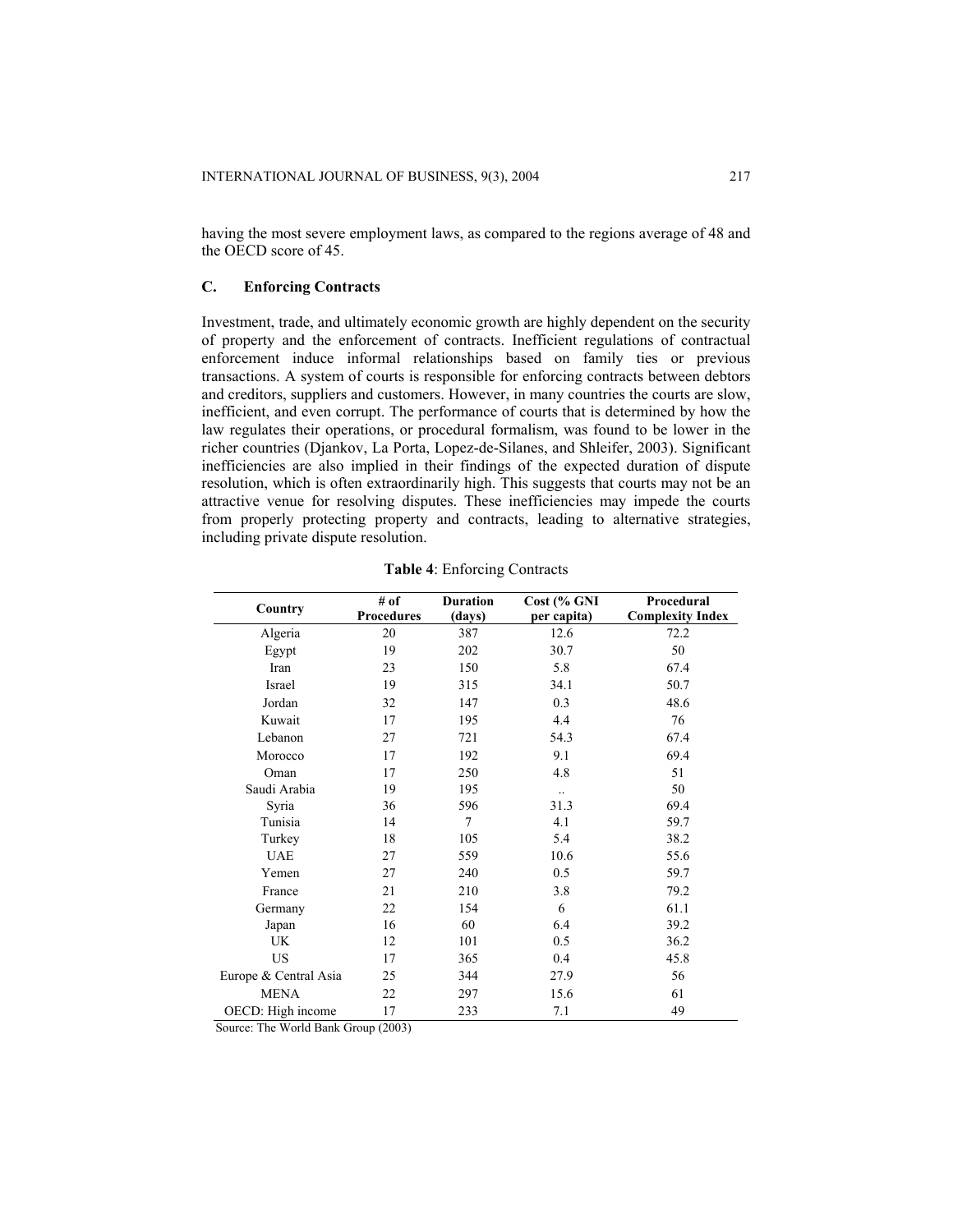having the most severe employment laws, as compared to the regions average of 48 and the OECD score of 45.

### C. Enforcing Contracts

Investment, trade, and ultimately economic growth are highly dependent on the security of property and the enforcement of contracts. Inefficient regulations of contractual enforcement induce informal relationships based on family ties or previous transactions. A system of courts is responsible for enforcing contracts between debtors and creditors, suppliers and customers. However, in many countries the courts are slow, inefficient, and even corrupt. The performance of courts that is determined by how the law regulates their operations, or procedural formalism, was found to be lower in the richer countries (Djankov, La Porta, Lopez-de-Silanes, and Shleifer, 2003). Significant inefficiencies are also implied in their findings of the expected duration of dispute resolution, which is often extraordinarily high. This suggests that courts may not be an attractive venue for resolving disputes. These inefficiencies may impede the courts from properly protecting property and contracts, leading to alternative strategies, including private dispute resolution.

**Table 4**: Enforcing Contracts

| Country | # of Procedures | Duration (days) | Cost (% GNI per capita) | Procedural Complexity Index |
|---|---|---|---|---|
| Algeria | 20 | 387 | 12.6 | 72.2 |
| Egypt | 19 | 202 | 30.7 | 50 |
| Iran | 23 | 150 | 5.8 | 67.4 |
| Israel | 19 | 315 | 34.1 | 50.7 |
| Jordan | 32 | 147 | 0.3 | 48.6 |
| Kuwait | 17 | 195 | 4.4 | 76 |
| Lebanon | 27 | 721 | 54.3 | 67.4 |
| Morocco | 17 | 192 | 9.1 | 69.4 |
| Oman | 17 | 250 | 4.8 | 51 |
| Saudi Arabia | 19 | 195 | .. | 50 |
| Syria | 36 | 596 | 31.3 | 69.4 |
| Tunisia | 14 | 7 | 4.1 | 59.7 |
| Turkey | 18 | 105 | 5.4 | 38.2 |
| UAE | 27 | 559 | 10.6 | 55.6 |
| Yemen | 27 | 240 | 0.5 | 59.7 |
| France | 21 | 210 | 3.8 | 79.2 |
| Germany | 22 | 154 | 6 | 61.1 |
| Japan | 16 | 60 | 6.4 | 39.2 |
| UK | 12 | 101 | 0.5 | 36.2 |
| US | 17 | 365 | 0.4 | 45.8 |
| Europe & Central Asia | 25 | 344 | 27.9 | 56 |
| MENA | 22 | 297 | 15.6 | 61 |
| OECD: High income | 17 | 233 | 7.1 | 49 |

Source: The World Bank Group (2003)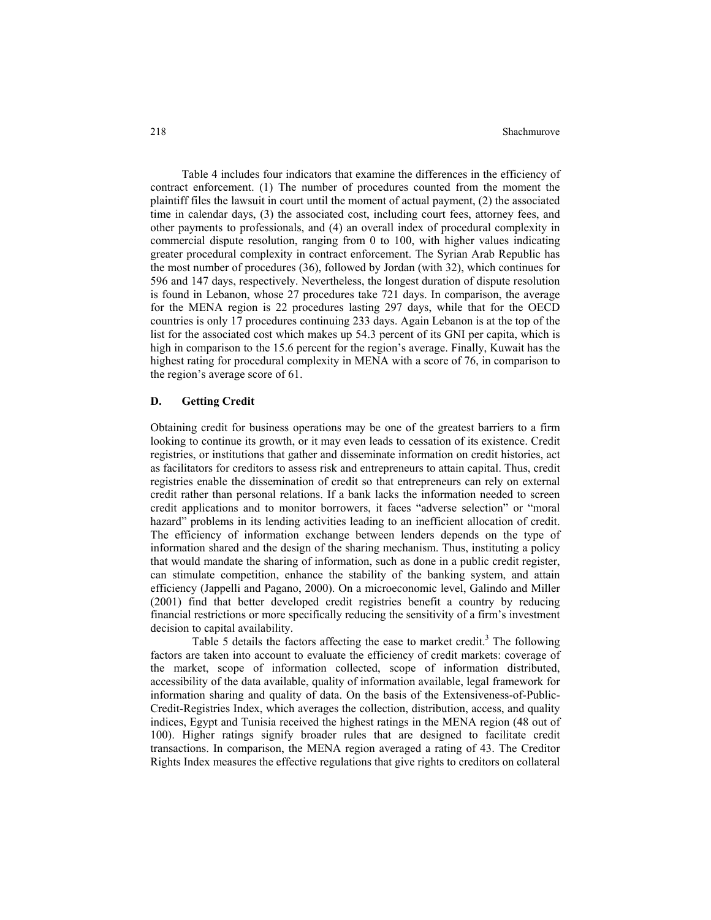Table 4 includes four indicators that examine the differences in the efficiency of contract enforcement. (1) The number of procedures counted from the moment the plaintiff files the lawsuit in court until the moment of actual payment, (2) the associated time in calendar days, (3) the associated cost, including court fees, attorney fees, and other payments to professionals, and (4) an overall index of procedural complexity in commercial dispute resolution, ranging from 0 to 100, with higher values indicating greater procedural complexity in contract enforcement. The Syrian Arab Republic has the most number of procedures (36), followed by Jordan (with 32), which continues for 596 and 147 days, respectively. Nevertheless, the longest duration of dispute resolution is found in Lebanon, whose 27 procedures take 721 days. In comparison, the average for the MENA region is 22 procedures lasting 297 days, while that for the OECD countries is only 17 procedures continuing 233 days. Again Lebanon is at the top of the list for the associated cost which makes up 54.3 percent of its GNI per capita, which is high in comparison to the 15.6 percent for the region's average. Finally, Kuwait has the highest rating for procedural complexity in MENA with a score of 76, in comparison to the region's average score of 61.

## D. Getting Credit

Obtaining credit for business operations may be one of the greatest barriers to a firm looking to continue its growth, or it may even leads to cessation of its existence. Credit registries, or institutions that gather and disseminate information on credit histories, act as facilitators for creditors to assess risk and entrepreneurs to attain capital. Thus, credit registries enable the dissemination of credit so that entrepreneurs can rely on external credit rather than personal relations. If a bank lacks the information needed to screen credit applications and to monitor borrowers, it faces "adverse selection" or "moral hazard" problems in its lending activities leading to an inefficient allocation of credit. The efficiency of information exchange between lenders depends on the type of information shared and the design of the sharing mechanism. Thus, instituting a policy that would mandate the sharing of information, such as done in a public credit register, can stimulate competition, enhance the stability of the banking system, and attain efficiency (Jappelli and Pagano, 2000). On a microeconomic level, Galindo and Miller (2001) find that better developed credit registries benefit a country by reducing financial restrictions or more specifically reducing the sensitivity of a firm's investment decision to capital availability.

Table 5 details the factors affecting the ease to market credit.[3] The following factors are taken into account to evaluate the efficiency of credit markets: coverage of the market, scope of information collected, scope of information distributed, accessibility of the data available, quality of information available, legal framework for information sharing and quality of data. On the basis of the Extensiveness-of-Public-Credit-Registries Index, which averages the collection, distribution, access, and quality indices, Egypt and Tunisia received the highest ratings in the MENA region (48 out of 100). Higher ratings signify broader rules that are designed to facilitate credit transactions. In comparison, the MENA region averaged a rating of 43. The Creditor Rights Index measures the effective regulations that give rights to creditors on collateral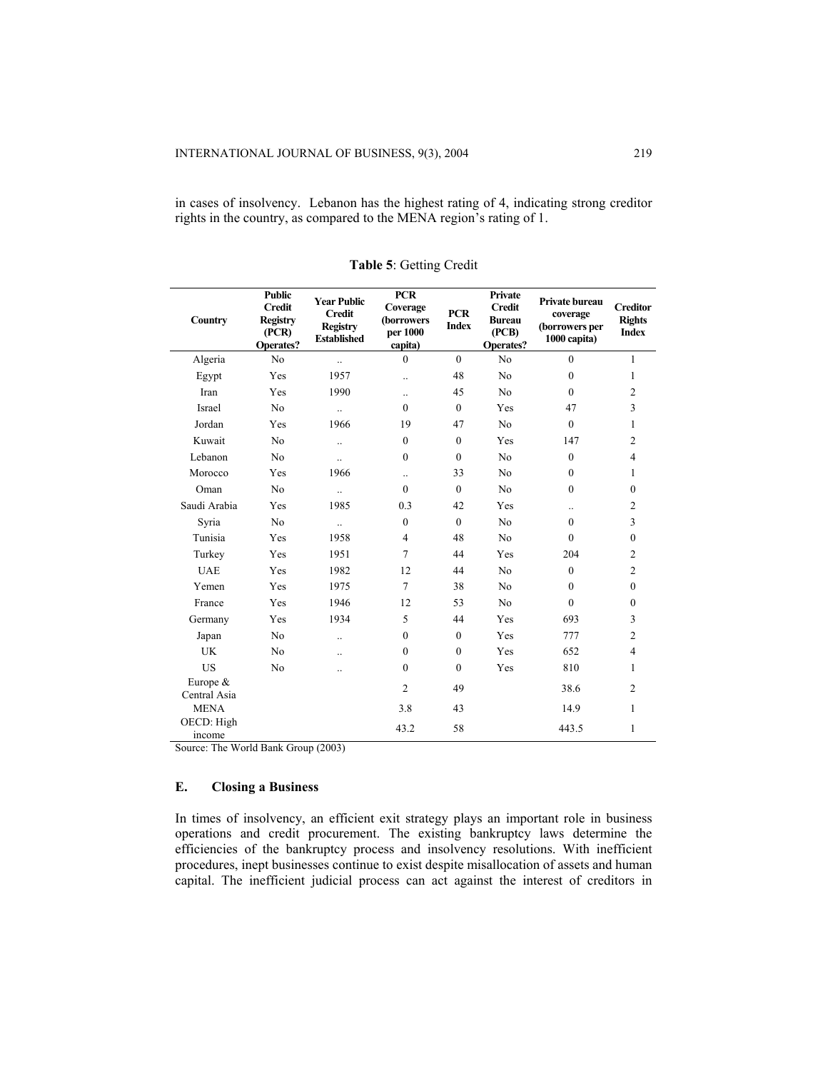in cases of insolvency. Lebanon has the highest rating of 4, indicating strong creditor rights in the country, as compared to the MENA region's rating of 1.

**Table 5**: Getting Credit

| Country | Public Credit Registry (PCR) Operates? | Year Public Credit Registry Established | PCR Coverage (borrowers per 1000 capita) | PCR Index | Private Credit Bureau (PCB) Operates? | Private bureau coverage (borrowers per 1000 capita) | Creditor Rights Index |
|---|---|---|---|---|---|---|---|
| Algeria | No | .. | 0 | 0 | No | 0 | 1 |
| Egypt | Yes | 1957 | .. | 48 | No | 0 | 1 |
| Iran | Yes | 1990 | .. | 45 | No | 0 | 2 |
| Israel | No | .. | 0 | 0 | Yes | 47 | 3 |
| Jordan | Yes | 1966 | 19 | 47 | No | 0 | 1 |
| Kuwait | No | .. | 0 | 0 | Yes | 147 | 2 |
| Lebanon | No | .. | 0 | 0 | No | 0 | 4 |
| Morocco | Yes | 1966 | .. | 33 | No | 0 | 1 |
| Oman | No | .. | 0 | 0 | No | 0 | 0 |
| Saudi Arabia | Yes | 1985 | 0.3 | 42 | Yes | .. | 2 |
| Syria | No | .. | 0 | 0 | No | 0 | 3 |
| Tunisia | Yes | 1958 | 4 | 48 | No | 0 | 0 |
| Turkey | Yes | 1951 | 7 | 44 | Yes | 204 | 2 |
| UAE | Yes | 1982 | 12 | 44 | No | 0 | 2 |
| Yemen | Yes | 1975 | 7 | 38 | No | 0 | 0 |
| France | Yes | 1946 | 12 | 53 | No | 0 | 0 |
| Germany | Yes | 1934 | 5 | 44 | Yes | 693 | 3 |
| Japan | No | .. | 0 | 0 | Yes | 777 | 2 |
| UK | No | .. | 0 | 0 | Yes | 652 | 4 |
| US | No | .. | 0 | 0 | Yes | 810 | 1 |
| Europe & Central Asia | | | 2 | 49 | | 38.6 | 2 |
| MENA | | | 3.8 | 43 | | 14.9 | 1 |
| OECD: High income | | | 43.2 | 58 | | 443.5 | 1 |

Source: The World Bank Group (2003)

## E. Closing a Business

In times of insolvency, an efficient exit strategy plays an important role in business operations and credit procurement. The existing bankruptcy laws determine the efficiencies of the bankruptcy process and insolvency resolutions. With inefficient procedures, inept businesses continue to exist despite misallocation of assets and human capital. The inefficient judicial process can act against the interest of creditors in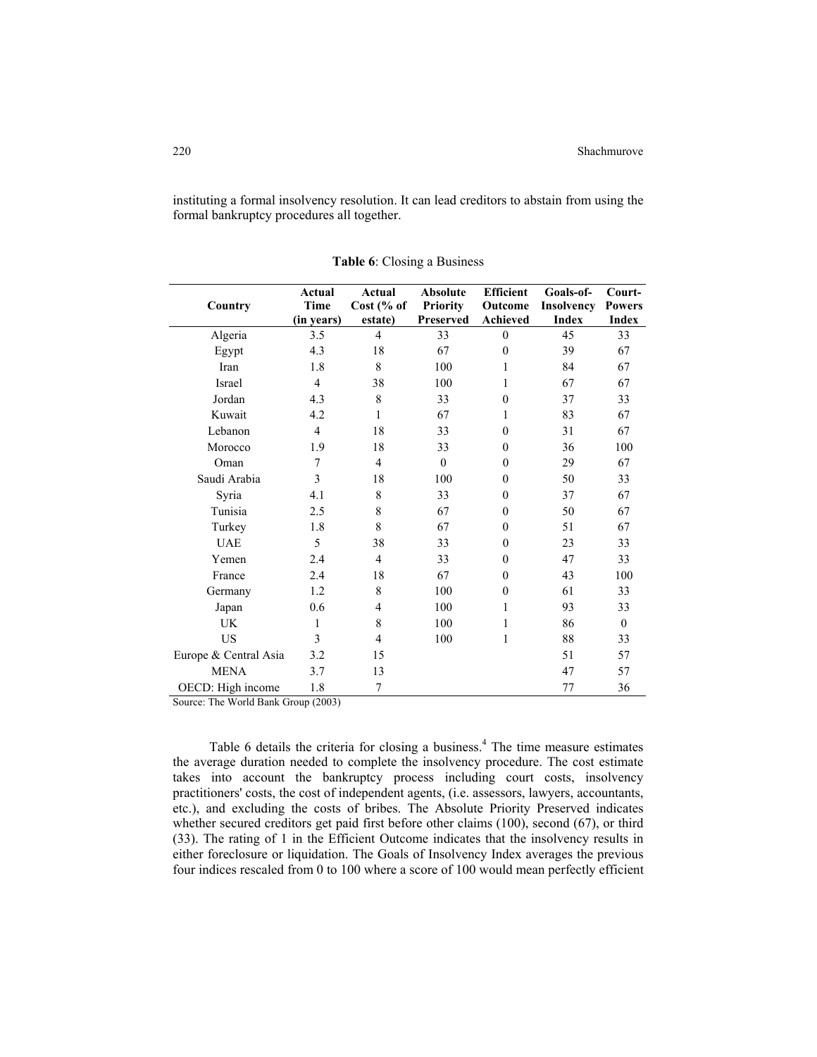instituting a formal insolvency resolution. It can lead creditors to abstain from using the formal bankruptcy procedures all together.

**Table 6**: Closing a Business

| Country | Actual Time (in years) | Actual Cost (% of estate) | Absolute Priority Preserved | Efficient Outcome Achieved | Goals-of-Insolvency Index | Court-Powers Index |
|---|---|---|---|---|---|---|
| Algeria | 3.5 | 4 | 33 | 0 | 45 | 33 |
| Egypt | 4.3 | 18 | 67 | 0 | 39 | 67 |
| Iran | 1.8 | 8 | 100 | 1 | 84 | 67 |
| Israel | 4 | 38 | 100 | 1 | 67 | 67 |
| Jordan | 4.3 | 8 | 33 | 0 | 37 | 33 |
| Kuwait | 4.2 | 1 | 67 | 1 | 83 | 67 |
| Lebanon | 4 | 18 | 33 | 0 | 31 | 67 |
| Morocco | 1.9 | 18 | 33 | 0 | 36 | 100 |
| Oman | 7 | 4 | 0 | 0 | 29 | 67 |
| Saudi Arabia | 3 | 18 | 100 | 0 | 50 | 33 |
| Syria | 4.1 | 8 | 33 | 0 | 37 | 67 |
| Tunisia | 2.5 | 8 | 67 | 0 | 50 | 67 |
| Turkey | 1.8 | 8 | 67 | 0 | 51 | 67 |
| UAE | 5 | 38 | 33 | 0 | 23 | 33 |
| Yemen | 2.4 | 4 | 33 | 0 | 47 | 33 |
| France | 2.4 | 18 | 67 | 0 | 43 | 100 |
| Germany | 1.2 | 8 | 100 | 0 | 61 | 33 |
| Japan | 0.6 | 4 | 100 | 1 | 93 | 33 |
| UK | 1 | 8 | 100 | 1 | 86 | 0 |
| US | 3 | 4 | 100 | 1 | 88 | 33 |
| Europe & Central Asia | 3.2 | 15 | | | 51 | 57 |
| MENA | 3.7 | 13 | | | 47 | 57 |
| OECD: High income | 1.8 | 7 | | | 77 | 36 |

Source: The World Bank Group (2003)

Table 6 details the criteria for closing a business.[4] The time measure estimates the average duration needed to complete the insolvency procedure. The cost estimate takes into account the bankruptcy process including court costs, insolvency practitioners' costs, the cost of independent agents, (i.e. assessors, lawyers, accountants, etc.), and excluding the costs of bribes. The Absolute Priority Preserved indicates whether secured creditors get paid first before other claims (100), second (67), or third (33). The rating of 1 in the Efficient Outcome indicates that the insolvency results in either foreclosure or liquidation. The Goals of Insolvency Index averages the previous four indices rescaled from 0 to 100 where a score of 100 would mean perfectly efficient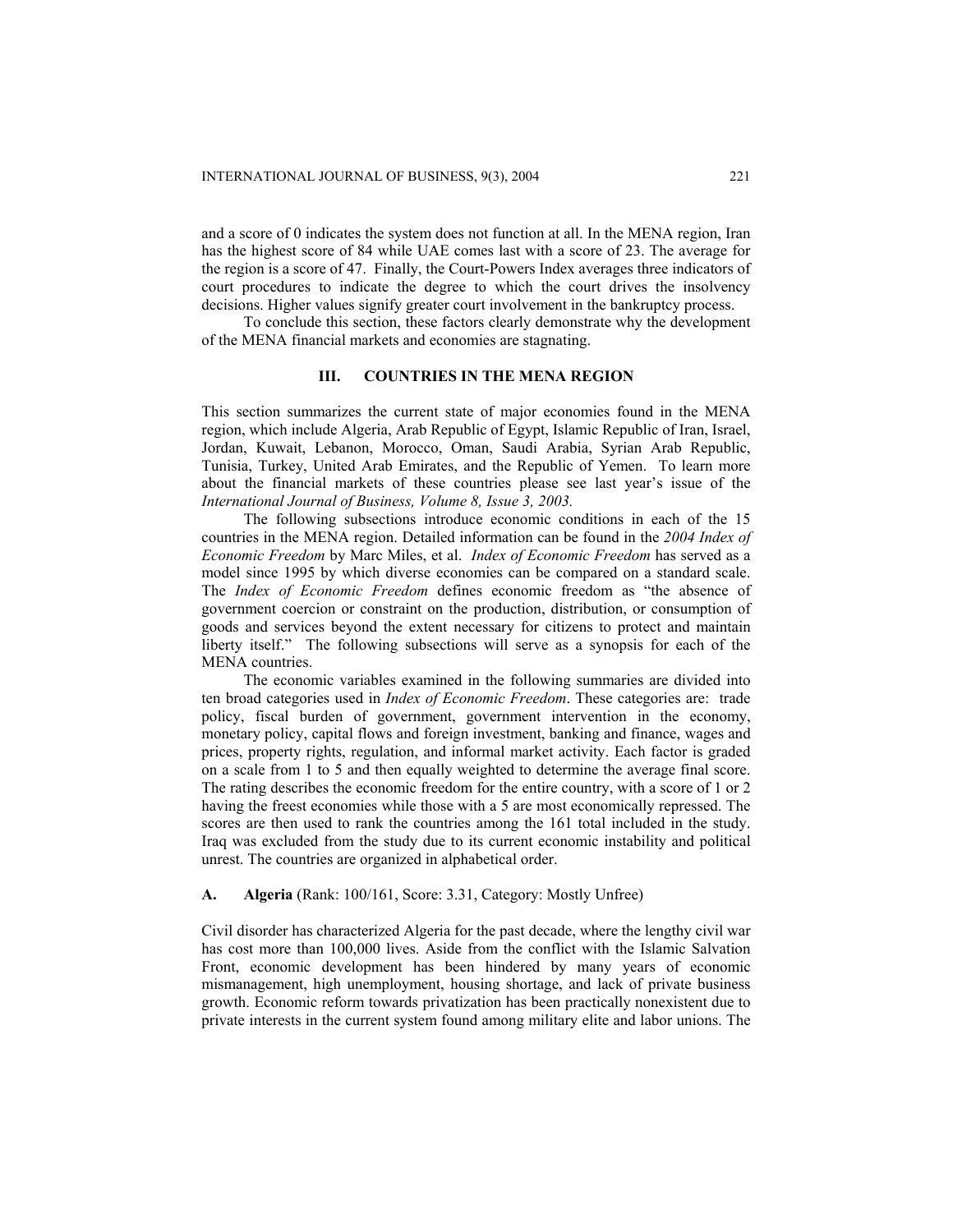and a score of 0 indicates the system does not function at all. In the MENA region, Iran has the highest score of 84 while UAE comes last with a score of 23. The average for the region is a score of 47. Finally, the Court-Powers Index averages three indicators of court procedures to indicate the degree to which the court drives the insolvency decisions. Higher values signify greater court involvement in the bankruptcy process.

To conclude this section, these factors clearly demonstrate why the development of the MENA financial markets and economies are stagnating.

## III. COUNTRIES IN THE MENA REGION

This section summarizes the current state of major economies found in the MENA region, which include Algeria, Arab Republic of Egypt, Islamic Republic of Iran, Israel, Jordan, Kuwait, Lebanon, Morocco, Oman, Saudi Arabia, Syrian Arab Republic, Tunisia, Turkey, United Arab Emirates, and the Republic of Yemen. To learn more about the financial markets of these countries please see last year's issue of the *International Journal of Business, Volume 8, Issue 3, 2003.*

The following subsections introduce economic conditions in each of the 15 countries in the MENA region. Detailed information can be found in the *2004 Index of Economic Freedom* by Marc Miles, et al. *Index of Economic Freedom* has served as a model since 1995 by which diverse economies can be compared on a standard scale. The *Index of Economic Freedom* defines economic freedom as "the absence of government coercion or constraint on the production, distribution, or consumption of goods and services beyond the extent necessary for citizens to protect and maintain liberty itself." The following subsections will serve as a synopsis for each of the MENA countries.

The economic variables examined in the following summaries are divided into ten broad categories used in *Index of Economic Freedom*. These categories are: trade policy, fiscal burden of government, government intervention in the economy, monetary policy, capital flows and foreign investment, banking and finance, wages and prices, property rights, regulation, and informal market activity. Each factor is graded on a scale from 1 to 5 and then equally weighted to determine the average final score. The rating describes the economic freedom for the entire country, with a score of 1 or 2 having the freest economies while those with a 5 are most economically repressed. The scores are then used to rank the countries among the 161 total included in the study. Iraq was excluded from the study due to its current economic instability and political unrest. The countries are organized in alphabetical order.

### A. Algeria (Rank: 100/161, Score: 3.31, Category: Mostly Unfree)

Civil disorder has characterized Algeria for the past decade, where the lengthy civil war has cost more than 100,000 lives. Aside from the conflict with the Islamic Salvation Front, economic development has been hindered by many years of economic mismanagement, high unemployment, housing shortage, and lack of private business growth. Economic reform towards privatization has been practically nonexistent due to private interests in the current system found among military elite and labor unions. The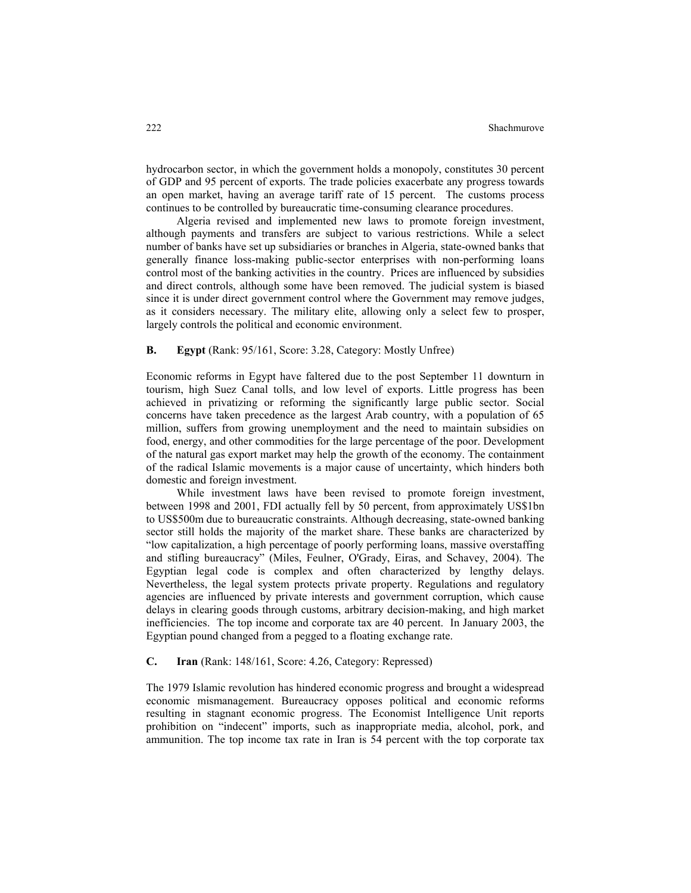hydrocarbon sector, in which the government holds a monopoly, constitutes 30 percent of GDP and 95 percent of exports. The trade policies exacerbate any progress towards an open market, having an average tariff rate of 15 percent. The customs process continues to be controlled by bureaucratic time-consuming clearance procedures.

Algeria revised and implemented new laws to promote foreign investment, although payments and transfers are subject to various restrictions. While a select number of banks have set up subsidiaries or branches in Algeria, state-owned banks that generally finance loss-making public-sector enterprises with non-performing loans control most of the banking activities in the country. Prices are influenced by subsidies and direct controls, although some have been removed. The judicial system is biased since it is under direct government control where the Government may remove judges, as it considers necessary. The military elite, allowing only a select few to prosper, largely controls the political and economic environment.

**B. Egypt** (Rank: 95/161, Score: 3.28, Category: Mostly Unfree)

Economic reforms in Egypt have faltered due to the post September 11 downturn in tourism, high Suez Canal tolls, and low level of exports. Little progress has been achieved in privatizing or reforming the significantly large public sector. Social concerns have taken precedence as the largest Arab country, with a population of 65 million, suffers from growing unemployment and the need to maintain subsidies on food, energy, and other commodities for the large percentage of the poor. Development of the natural gas export market may help the growth of the economy. The containment of the radical Islamic movements is a major cause of uncertainty, which hinders both domestic and foreign investment.

While investment laws have been revised to promote foreign investment, between 1998 and 2001, FDI actually fell by 50 percent, from approximately US$1bn to US$500m due to bureaucratic constraints. Although decreasing, state-owned banking sector still holds the majority of the market share. These banks are characterized by "low capitalization, a high percentage of poorly performing loans, massive overstaffing and stifling bureaucracy" (Miles, Feulner, O'Grady, Eiras, and Schavey, 2004). The Egyptian legal code is complex and often characterized by lengthy delays. Nevertheless, the legal system protects private property. Regulations and regulatory agencies are influenced by private interests and government corruption, which cause delays in clearing goods through customs, arbitrary decision-making, and high market inefficiencies. The top income and corporate tax are 40 percent. In January 2003, the Egyptian pound changed from a pegged to a floating exchange rate.

**C. Iran** (Rank: 148/161, Score: 4.26, Category: Repressed)

The 1979 Islamic revolution has hindered economic progress and brought a widespread economic mismanagement. Bureaucracy opposes political and economic reforms resulting in stagnant economic progress. The Economist Intelligence Unit reports prohibition on "indecent" imports, such as inappropriate media, alcohol, pork, and ammunition. The top income tax rate in Iran is 54 percent with the top corporate tax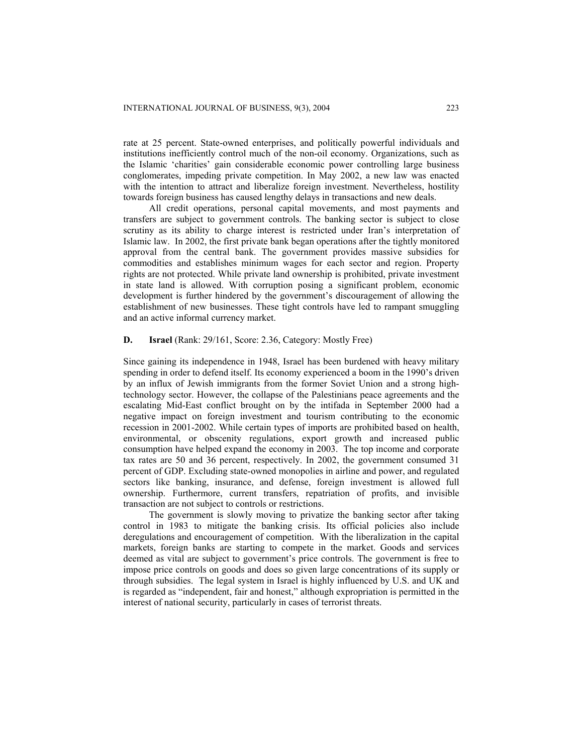rate at 25 percent. State-owned enterprises, and politically powerful individuals and institutions inefficiently control much of the non-oil economy. Organizations, such as the Islamic 'charities' gain considerable economic power controlling large business conglomerates, impeding private competition. In May 2002, a new law was enacted with the intention to attract and liberalize foreign investment. Nevertheless, hostility towards foreign business has caused lengthy delays in transactions and new deals.

All credit operations, personal capital movements, and most payments and transfers are subject to government controls. The banking sector is subject to close scrutiny as its ability to charge interest is restricted under Iran's interpretation of Islamic law. In 2002, the first private bank began operations after the tightly monitored approval from the central bank. The government provides massive subsidies for commodities and establishes minimum wages for each sector and region. Property rights are not protected. While private land ownership is prohibited, private investment in state land is allowed. With corruption posing a significant problem, economic development is further hindered by the government's discouragement of allowing the establishment of new businesses. These tight controls have led to rampant smuggling and an active informal currency market.

### D. **Israel** (Rank: 29/161, Score: 2.36, Category: Mostly Free)

Since gaining its independence in 1948, Israel has been burdened with heavy military spending in order to defend itself. Its economy experienced a boom in the 1990's driven by an influx of Jewish immigrants from the former Soviet Union and a strong high-technology sector. However, the collapse of the Palestinians peace agreements and the escalating Mid-East conflict brought on by the intifada in September 2000 had a negative impact on foreign investment and tourism contributing to the economic recession in 2001-2002. While certain types of imports are prohibited based on health, environmental, or obscenity regulations, export growth and increased public consumption have helped expand the economy in 2003. The top income and corporate tax rates are 50 and 36 percent, respectively. In 2002, the government consumed 31 percent of GDP. Excluding state-owned monopolies in airline and power, and regulated sectors like banking, insurance, and defense, foreign investment is allowed full ownership. Furthermore, current transfers, repatriation of profits, and invisible transaction are not subject to controls or restrictions.

The government is slowly moving to privatize the banking sector after taking control in 1983 to mitigate the banking crisis. Its official policies also include deregulations and encouragement of competition. With the liberalization in the capital markets, foreign banks are starting to compete in the market. Goods and services deemed as vital are subject to government's price controls. The government is free to impose price controls on goods and does so given large concentrations of its supply or through subsidies. The legal system in Israel is highly influenced by U.S. and UK and is regarded as "independent, fair and honest," although expropriation is permitted in the interest of national security, particularly in cases of terrorist threats.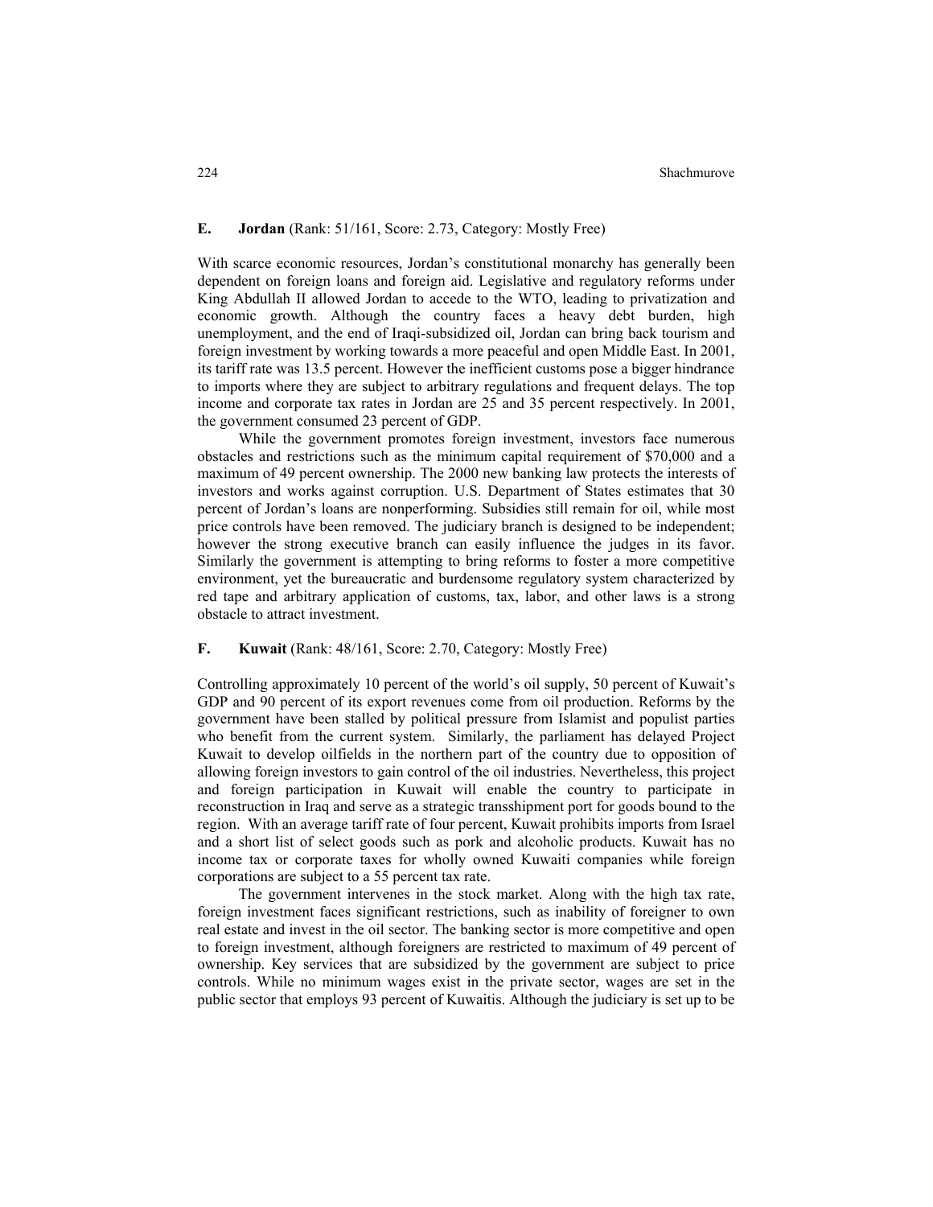### E. **Jordan** (Rank: 51/161, Score: 2.73, Category: Mostly Free)

With scarce economic resources, Jordan's constitutional monarchy has generally been dependent on foreign loans and foreign aid. Legislative and regulatory reforms under King Abdullah II allowed Jordan to accede to the WTO, leading to privatization and economic growth. Although the country faces a heavy debt burden, high unemployment, and the end of Iraqi-subsidized oil, Jordan can bring back tourism and foreign investment by working towards a more peaceful and open Middle East. In 2001, its tariff rate was 13.5 percent. However the inefficient customs pose a bigger hindrance to imports where they are subject to arbitrary regulations and frequent delays. The top income and corporate tax rates in Jordan are 25 and 35 percent respectively. In 2001, the government consumed 23 percent of GDP.

While the government promotes foreign investment, investors face numerous obstacles and restrictions such as the minimum capital requirement of $70,000 and a maximum of 49 percent ownership. The 2000 new banking law protects the interests of investors and works against corruption. U.S. Department of States estimates that 30 percent of Jordan's loans are nonperforming. Subsidies still remain for oil, while most price controls have been removed. The judiciary branch is designed to be independent; however the strong executive branch can easily influence the judges in its favor. Similarly the government is attempting to bring reforms to foster a more competitive environment, yet the bureaucratic and burdensome regulatory system characterized by red tape and arbitrary application of customs, tax, labor, and other laws is a strong obstacle to attract investment.

### F. **Kuwait** (Rank: 48/161, Score: 2.70, Category: Mostly Free)

Controlling approximately 10 percent of the world's oil supply, 50 percent of Kuwait's GDP and 90 percent of its export revenues come from oil production. Reforms by the government have been stalled by political pressure from Islamist and populist parties who benefit from the current system. Similarly, the parliament has delayed Project Kuwait to develop oilfields in the northern part of the country due to opposition of allowing foreign investors to gain control of the oil industries. Nevertheless, this project and foreign participation in Kuwait will enable the country to participate in reconstruction in Iraq and serve as a strategic transshipment port for goods bound to the region. With an average tariff rate of four percent, Kuwait prohibits imports from Israel and a short list of select goods such as pork and alcoholic products. Kuwait has no income tax or corporate taxes for wholly owned Kuwaiti companies while foreign corporations are subject to a 55 percent tax rate.

The government intervenes in the stock market. Along with the high tax rate, foreign investment faces significant restrictions, such as inability of foreigner to own real estate and invest in the oil sector. The banking sector is more competitive and open to foreign investment, although foreigners are restricted to maximum of 49 percent of ownership. Key services that are subsidized by the government are subject to price controls. While no minimum wages exist in the private sector, wages are set in the public sector that employs 93 percent of Kuwaitis. Although the judiciary is set up to be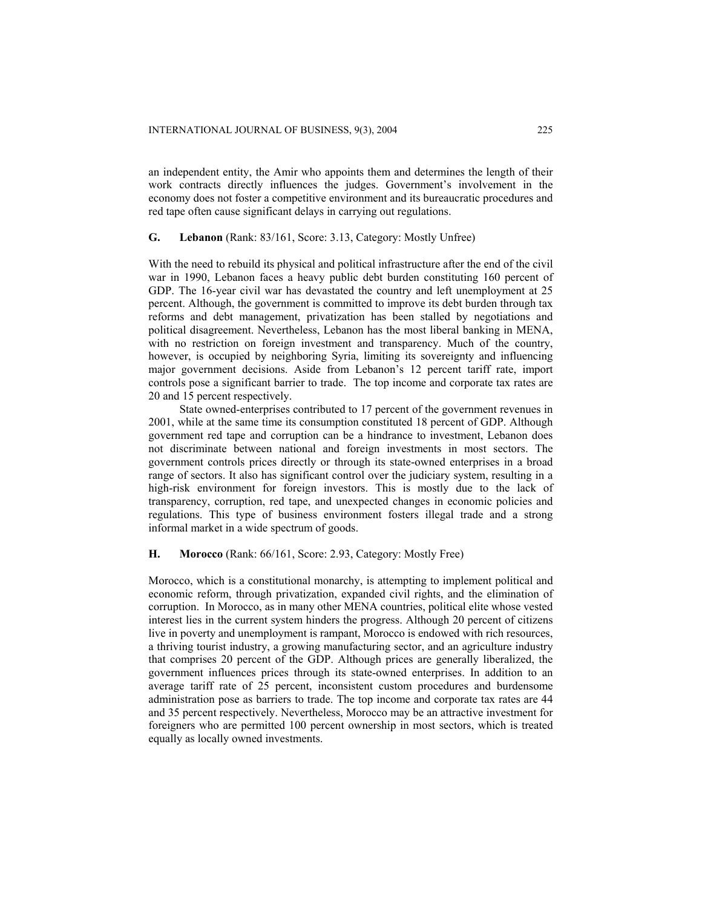an independent entity, the Amir who appoints them and determines the length of their work contracts directly influences the judges. Government's involvement in the economy does not foster a competitive environment and its bureaucratic procedures and red tape often cause significant delays in carrying out regulations.

### G. Lebanon (Rank: 83/161, Score: 3.13, Category: Mostly Unfree)

With the need to rebuild its physical and political infrastructure after the end of the civil war in 1990, Lebanon faces a heavy public debt burden constituting 160 percent of GDP. The 16-year civil war has devastated the country and left unemployment at 25 percent. Although, the government is committed to improve its debt burden through tax reforms and debt management, privatization has been stalled by negotiations and political disagreement. Nevertheless, Lebanon has the most liberal banking in MENA, with no restriction on foreign investment and transparency. Much of the country, however, is occupied by neighboring Syria, limiting its sovereignty and influencing major government decisions. Aside from Lebanon's 12 percent tariff rate, import controls pose a significant barrier to trade. The top income and corporate tax rates are 20 and 15 percent respectively.

State owned-enterprises contributed to 17 percent of the government revenues in 2001, while at the same time its consumption constituted 18 percent of GDP. Although government red tape and corruption can be a hindrance to investment, Lebanon does not discriminate between national and foreign investments in most sectors. The government controls prices directly or through its state-owned enterprises in a broad range of sectors. It also has significant control over the judiciary system, resulting in a high-risk environment for foreign investors. This is mostly due to the lack of transparency, corruption, red tape, and unexpected changes in economic policies and regulations. This type of business environment fosters illegal trade and a strong informal market in a wide spectrum of goods.

### H. Morocco (Rank: 66/161, Score: 2.93, Category: Mostly Free)

Morocco, which is a constitutional monarchy, is attempting to implement political and economic reform, through privatization, expanded civil rights, and the elimination of corruption. In Morocco, as in many other MENA countries, political elite whose vested interest lies in the current system hinders the progress. Although 20 percent of citizens live in poverty and unemployment is rampant, Morocco is endowed with rich resources, a thriving tourist industry, a growing manufacturing sector, and an agriculture industry that comprises 20 percent of the GDP. Although prices are generally liberalized, the government influences prices through its state-owned enterprises. In addition to an average tariff rate of 25 percent, inconsistent custom procedures and burdensome administration pose as barriers to trade. The top income and corporate tax rates are 44 and 35 percent respectively. Nevertheless, Morocco may be an attractive investment for foreigners who are permitted 100 percent ownership in most sectors, which is treated equally as locally owned investments.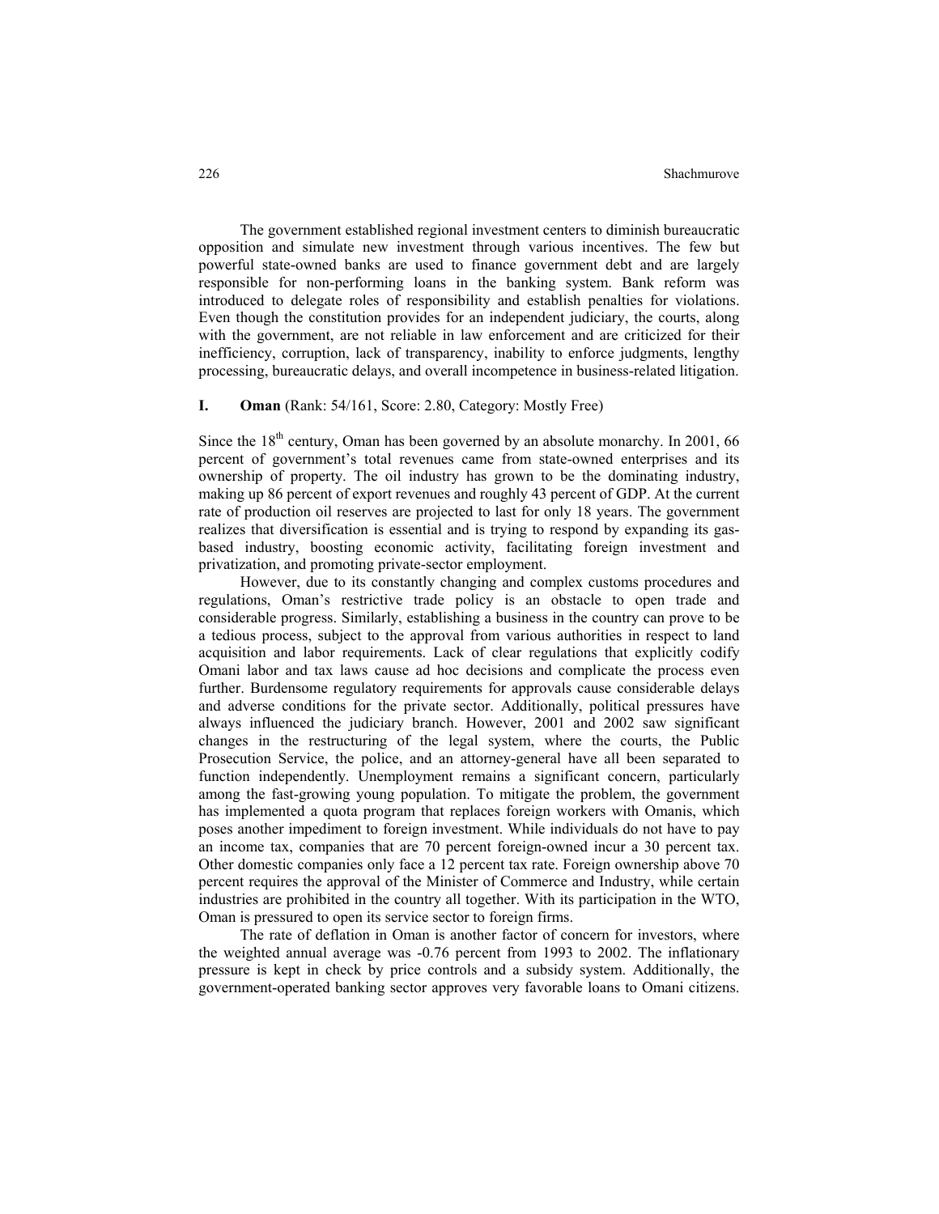The government established regional investment centers to diminish bureaucratic opposition and simulate new investment through various incentives. The few but powerful state-owned banks are used to finance government debt and are largely responsible for non-performing loans in the banking system. Bank reform was introduced to delegate roles of responsibility and establish penalties for violations. Even though the constitution provides for an independent judiciary, the courts, along with the government, are not reliable in law enforcement and are criticized for their inefficiency, corruption, lack of transparency, inability to enforce judgments, lengthy processing, bureaucratic delays, and overall incompetence in business-related litigation.

**I. Oman** (Rank: 54/161, Score: 2.80, Category: Mostly Free)

Since the 18th century, Oman has been governed by an absolute monarchy. In 2001, 66 percent of government's total revenues came from state-owned enterprises and its ownership of property. The oil industry has grown to be the dominating industry, making up 86 percent of export revenues and roughly 43 percent of GDP. At the current rate of production oil reserves are projected to last for only 18 years. The government realizes that diversification is essential and is trying to respond by expanding its gas-based industry, boosting economic activity, facilitating foreign investment and privatization, and promoting private-sector employment.

However, due to its constantly changing and complex customs procedures and regulations, Oman's restrictive trade policy is an obstacle to open trade and considerable progress. Similarly, establishing a business in the country can prove to be a tedious process, subject to the approval from various authorities in respect to land acquisition and labor requirements. Lack of clear regulations that explicitly codify Omani labor and tax laws cause ad hoc decisions and complicate the process even further. Burdensome regulatory requirements for approvals cause considerable delays and adverse conditions for the private sector. Additionally, political pressures have always influenced the judiciary branch. However, 2001 and 2002 saw significant changes in the restructuring of the legal system, where the courts, the Public Prosecution Service, the police, and an attorney-general have all been separated to function independently. Unemployment remains a significant concern, particularly among the fast-growing young population. To mitigate the problem, the government has implemented a quota program that replaces foreign workers with Omanis, which poses another impediment to foreign investment. While individuals do not have to pay an income tax, companies that are 70 percent foreign-owned incur a 30 percent tax. Other domestic companies only face a 12 percent tax rate. Foreign ownership above 70 percent requires the approval of the Minister of Commerce and Industry, while certain industries are prohibited in the country all together. With its participation in the WTO, Oman is pressured to open its service sector to foreign firms.

The rate of deflation in Oman is another factor of concern for investors, where the weighted annual average was -0.76 percent from 1993 to 2002. The inflationary pressure is kept in check by price controls and a subsidy system. Additionally, the government-operated banking sector approves very favorable loans to Omani citizens.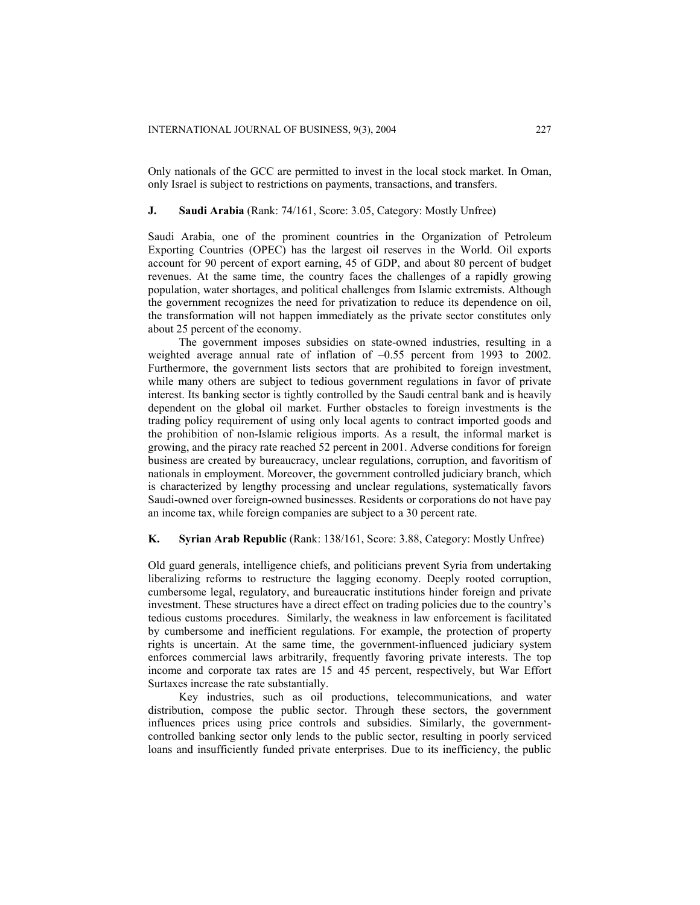Only nationals of the GCC are permitted to invest in the local stock market. In Oman, only Israel is subject to restrictions on payments, transactions, and transfers.

### J. Saudi Arabia (Rank: 74/161, Score: 3.05, Category: Mostly Unfree)

Saudi Arabia, one of the prominent countries in the Organization of Petroleum Exporting Countries (OPEC) has the largest oil reserves in the World. Oil exports account for 90 percent of export earning, 45 of GDP, and about 80 percent of budget revenues. At the same time, the country faces the challenges of a rapidly growing population, water shortages, and political challenges from Islamic extremists. Although the government recognizes the need for privatization to reduce its dependence on oil, the transformation will not happen immediately as the private sector constitutes only about 25 percent of the economy.

The government imposes subsidies on state-owned industries, resulting in a weighted average annual rate of inflation of –0.55 percent from 1993 to 2002. Furthermore, the government lists sectors that are prohibited to foreign investment, while many others are subject to tedious government regulations in favor of private interest. Its banking sector is tightly controlled by the Saudi central bank and is heavily dependent on the global oil market. Further obstacles to foreign investments is the trading policy requirement of using only local agents to contract imported goods and the prohibition of non-Islamic religious imports. As a result, the informal market is growing, and the piracy rate reached 52 percent in 2001. Adverse conditions for foreign business are created by bureaucracy, unclear regulations, corruption, and favoritism of nationals in employment. Moreover, the government controlled judiciary branch, which is characterized by lengthy processing and unclear regulations, systematically favors Saudi-owned over foreign-owned businesses. Residents or corporations do not have pay an income tax, while foreign companies are subject to a 30 percent rate.

### K. Syrian Arab Republic (Rank: 138/161, Score: 3.88, Category: Mostly Unfree)

Old guard generals, intelligence chiefs, and politicians prevent Syria from undertaking liberalizing reforms to restructure the lagging economy. Deeply rooted corruption, cumbersome legal, regulatory, and bureaucratic institutions hinder foreign and private investment. These structures have a direct effect on trading policies due to the country's tedious customs procedures. Similarly, the weakness in law enforcement is facilitated by cumbersome and inefficient regulations. For example, the protection of property rights is uncertain. At the same time, the government-influenced judiciary system enforces commercial laws arbitrarily, frequently favoring private interests. The top income and corporate tax rates are 15 and 45 percent, respectively, but War Effort Surtaxes increase the rate substantially.

Key industries, such as oil productions, telecommunications, and water distribution, compose the public sector. Through these sectors, the government influences prices using price controls and subsidies. Similarly, the government-controlled banking sector only lends to the public sector, resulting in poorly serviced loans and insufficiently funded private enterprises. Due to its inefficiency, the public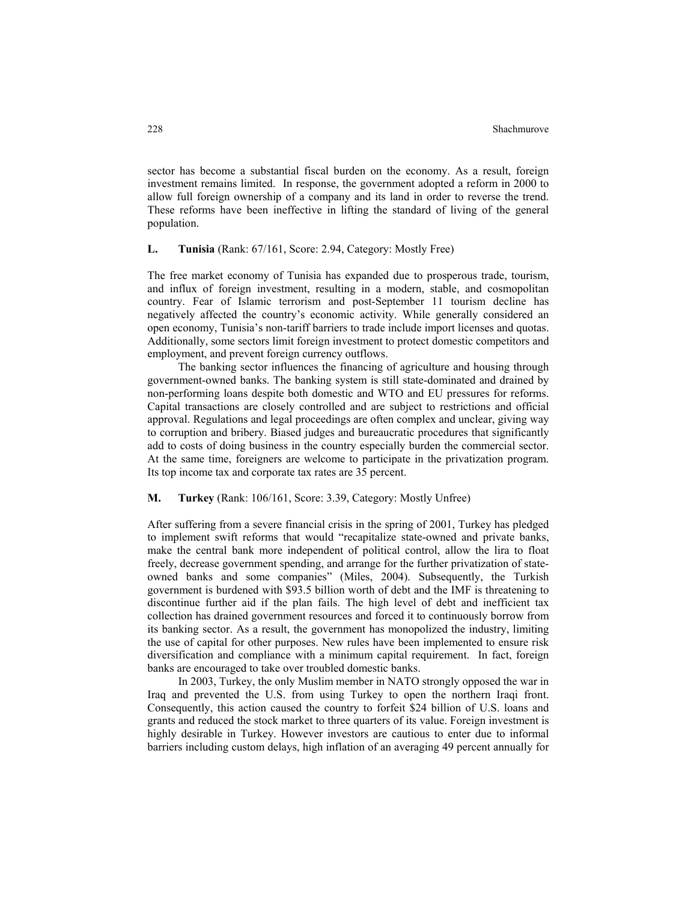sector has become a substantial fiscal burden on the economy. As a result, foreign investment remains limited. In response, the government adopted a reform in 2000 to allow full foreign ownership of a company and its land in order to reverse the trend. These reforms have been ineffective in lifting the standard of living of the general population.

### L. **Tunisia** (Rank: 67/161, Score: 2.94, Category: Mostly Free)

The free market economy of Tunisia has expanded due to prosperous trade, tourism, and influx of foreign investment, resulting in a modern, stable, and cosmopolitan country. Fear of Islamic terrorism and post-September 11 tourism decline has negatively affected the country's economic activity. While generally considered an open economy, Tunisia's non-tariff barriers to trade include import licenses and quotas. Additionally, some sectors limit foreign investment to protect domestic competitors and employment, and prevent foreign currency outflows.

The banking sector influences the financing of agriculture and housing through government-owned banks. The banking system is still state-dominated and drained by non-performing loans despite both domestic and WTO and EU pressures for reforms. Capital transactions are closely controlled and are subject to restrictions and official approval. Regulations and legal proceedings are often complex and unclear, giving way to corruption and bribery. Biased judges and bureaucratic procedures that significantly add to costs of doing business in the country especially burden the commercial sector. At the same time, foreigners are welcome to participate in the privatization program. Its top income tax and corporate tax rates are 35 percent.

### M. **Turkey** (Rank: 106/161, Score: 3.39, Category: Mostly Unfree)

After suffering from a severe financial crisis in the spring of 2001, Turkey has pledged to implement swift reforms that would "recapitalize state-owned and private banks, make the central bank more independent of political control, allow the lira to float freely, decrease government spending, and arrange for the further privatization of state-owned banks and some companies" (Miles, 2004). Subsequently, the Turkish government is burdened with $93.5 billion worth of debt and the IMF is threatening to discontinue further aid if the plan fails. The high level of debt and inefficient tax collection has drained government resources and forced it to continuously borrow from its banking sector. As a result, the government has monopolized the industry, limiting the use of capital for other purposes. New rules have been implemented to ensure risk diversification and compliance with a minimum capital requirement. In fact, foreign banks are encouraged to take over troubled domestic banks.

In 2003, Turkey, the only Muslim member in NATO strongly opposed the war in Iraq and prevented the U.S. from using Turkey to open the northern Iraqi front. Consequently, this action caused the country to forfeit $24 billion of U.S. loans and grants and reduced the stock market to three quarters of its value. Foreign investment is highly desirable in Turkey. However investors are cautious to enter due to informal barriers including custom delays, high inflation of an averaging 49 percent annually for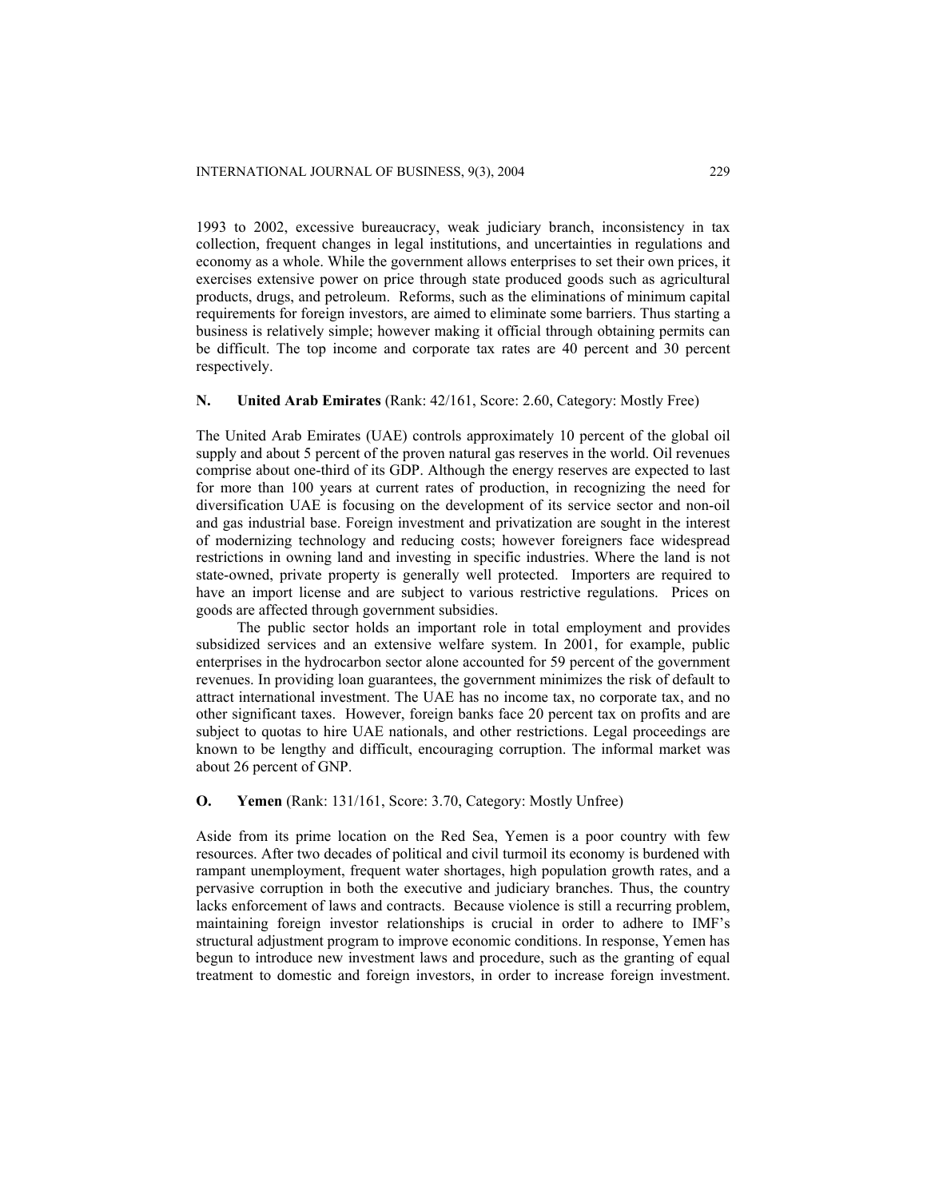1993 to 2002, excessive bureaucracy, weak judiciary branch, inconsistency in tax collection, frequent changes in legal institutions, and uncertainties in regulations and economy as a whole. While the government allows enterprises to set their own prices, it exercises extensive power on price through state produced goods such as agricultural products, drugs, and petroleum. Reforms, such as the eliminations of minimum capital requirements for foreign investors, are aimed to eliminate some barriers. Thus starting a business is relatively simple; however making it official through obtaining permits can be difficult. The top income and corporate tax rates are 40 percent and 30 percent respectively.

**N. United Arab Emirates** (Rank: 42/161, Score: 2.60, Category: Mostly Free)

The United Arab Emirates (UAE) controls approximately 10 percent of the global oil supply and about 5 percent of the proven natural gas reserves in the world. Oil revenues comprise about one-third of its GDP. Although the energy reserves are expected to last for more than 100 years at current rates of production, in recognizing the need for diversification UAE is focusing on the development of its service sector and non-oil and gas industrial base. Foreign investment and privatization are sought in the interest of modernizing technology and reducing costs; however foreigners face widespread restrictions in owning land and investing in specific industries. Where the land is not state-owned, private property is generally well protected. Importers are required to have an import license and are subject to various restrictive regulations. Prices on goods are affected through government subsidies.

The public sector holds an important role in total employment and provides subsidized services and an extensive welfare system. In 2001, for example, public enterprises in the hydrocarbon sector alone accounted for 59 percent of the government revenues. In providing loan guarantees, the government minimizes the risk of default to attract international investment. The UAE has no income tax, no corporate tax, and no other significant taxes. However, foreign banks face 20 percent tax on profits and are subject to quotas to hire UAE nationals, and other restrictions. Legal proceedings are known to be lengthy and difficult, encouraging corruption. The informal market was about 26 percent of GNP.

**O. Yemen** (Rank: 131/161, Score: 3.70, Category: Mostly Unfree)

Aside from its prime location on the Red Sea, Yemen is a poor country with few resources. After two decades of political and civil turmoil its economy is burdened with rampant unemployment, frequent water shortages, high population growth rates, and a pervasive corruption in both the executive and judiciary branches. Thus, the country lacks enforcement of laws and contracts. Because violence is still a recurring problem, maintaining foreign investor relationships is crucial in order to adhere to IMF's structural adjustment program to improve economic conditions. In response, Yemen has begun to introduce new investment laws and procedure, such as the granting of equal treatment to domestic and foreign investors, in order to increase foreign investment.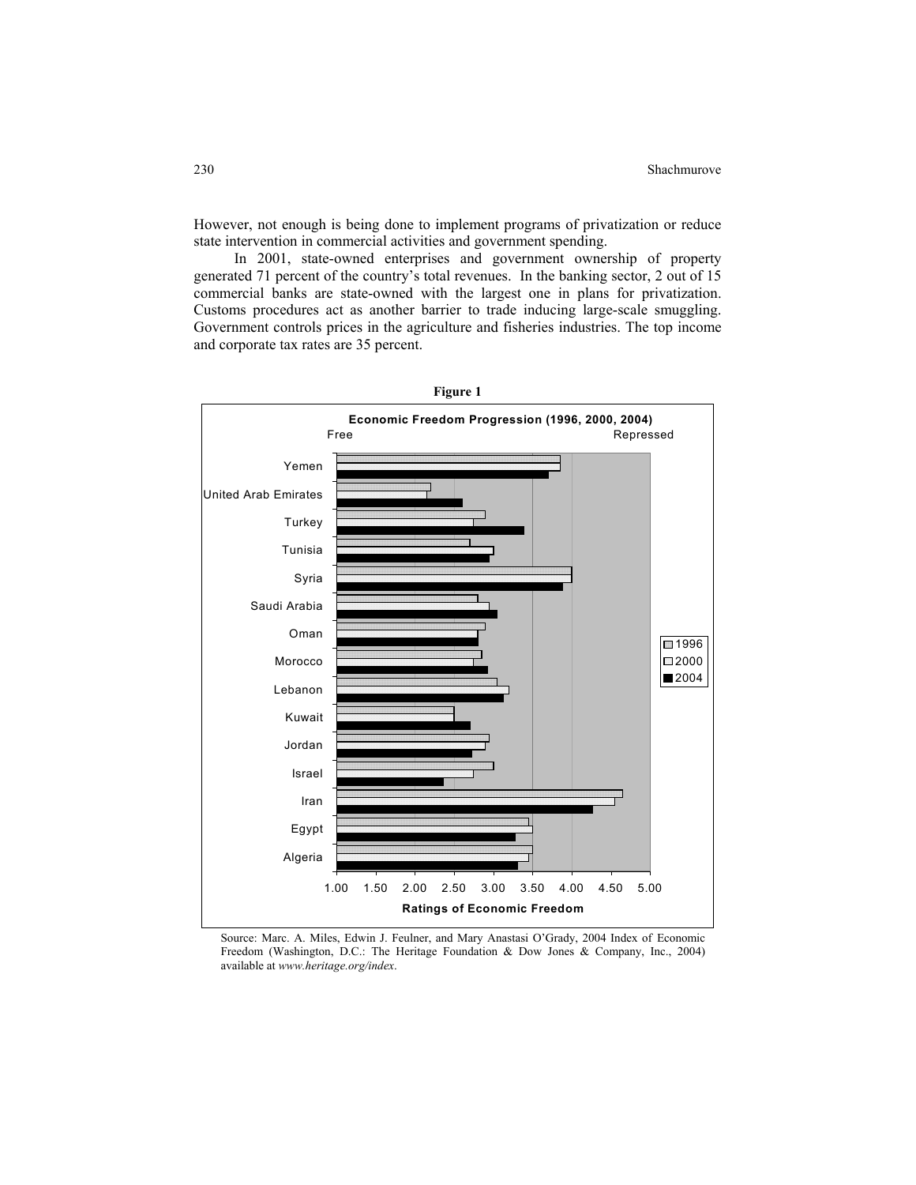However, not enough is being done to implement programs of privatization or reduce state intervention in commercial activities and government spending.

In 2001, state-owned enterprises and government ownership of property generated 71 percent of the country's total revenues. In the banking sector, 2 out of 15 commercial banks are state-owned with the largest one in plans for privatization. Customs procedures act as another barrier to trade inducing large-scale smuggling. Government controls prices in the agriculture and fisheries industries. The top income and corporate tax rates are 35 percent.

**Figure 1**

**Economic Freedom Progression (1996, 2000, 2004)**

Source: Marc. A. Miles, Edwin J. Feulner, and Mary Anastasi O'Grady, 2004 Index of Economic Freedom (Washington, D.C.: The Heritage Foundation & Dow Jones & Company, Inc., 2004) available at *www.heritage.org/index*.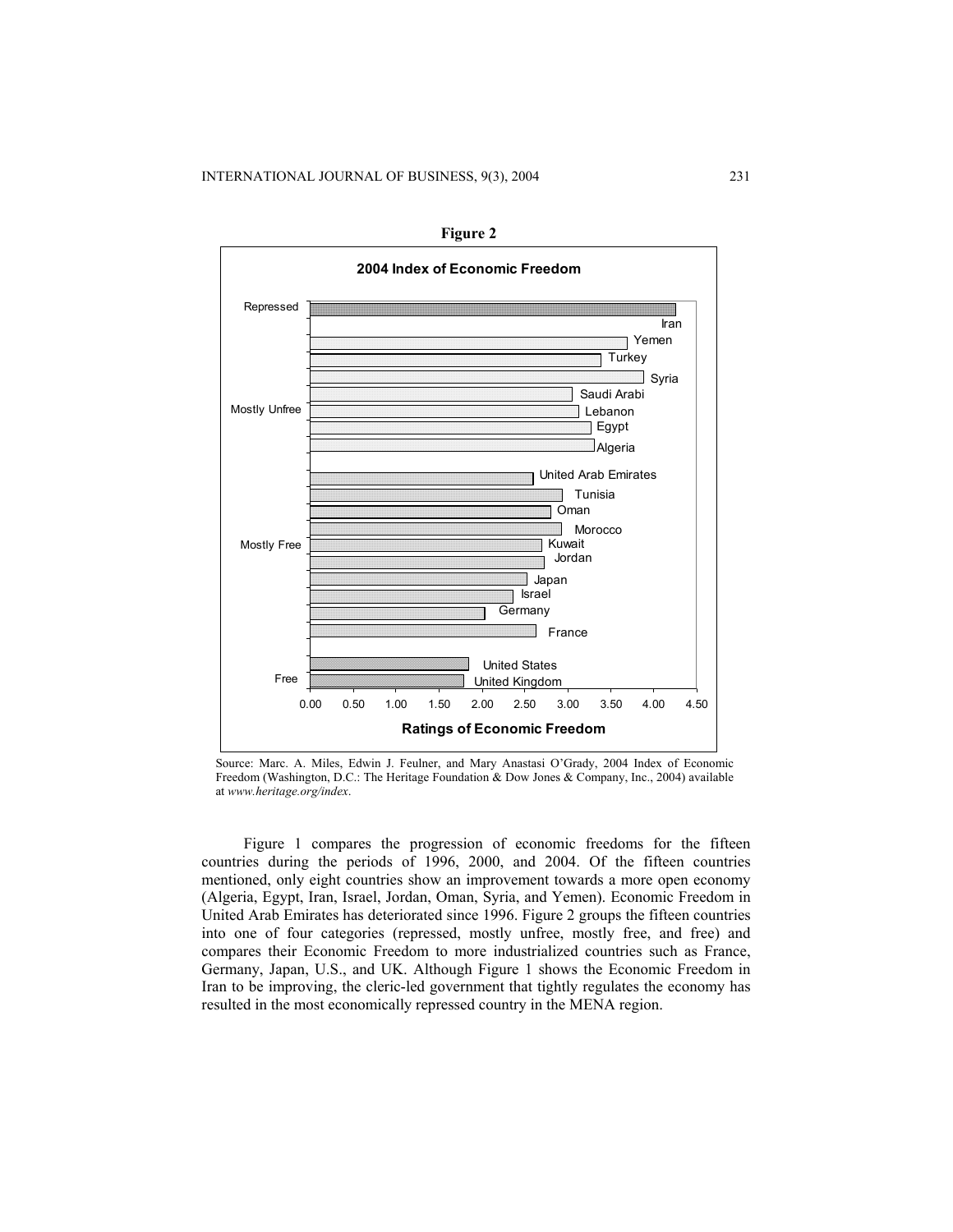**Figure 2**

**2004 Index of Economic Freedom**

Repressed: Iran

Mostly Unfree: Yemen, Turkey, Syria, Saudi Arabi, Lebanon, Egypt, Algeria

Mostly Free: United Arab Emirates, Tunisia, Oman, Morocco, Kuwait, Jordan, Japan, Israel, Germany, France

Free: United States, United Kingdom

0.00 0.50 1.00 1.50 2.00 2.50 3.00 3.50 4.00 4.50

**Ratings of Economic Freedom**

Source: Marc. A. Miles, Edwin J. Feulner, and Mary Anastasi O'Grady, 2004 Index of Economic Freedom (Washington, D.C.: The Heritage Foundation & Dow Jones & Company, Inc., 2004) available at *www.heritage.org/index*.

Figure 1 compares the progression of economic freedoms for the fifteen countries during the periods of 1996, 2000, and 2004. Of the fifteen countries mentioned, only eight countries show an improvement towards a more open economy (Algeria, Egypt, Iran, Israel, Jordan, Oman, Syria, and Yemen). Economic Freedom in United Arab Emirates has deteriorated since 1996. Figure 2 groups the fifteen countries into one of four categories (repressed, mostly unfree, mostly free, and free) and compares their Economic Freedom to more industrialized countries such as France, Germany, Japan, U.S., and UK. Although Figure 1 shows the Economic Freedom in Iran to be improving, the cleric-led government that tightly regulates the economy has resulted in the most economically repressed country in the MENA region.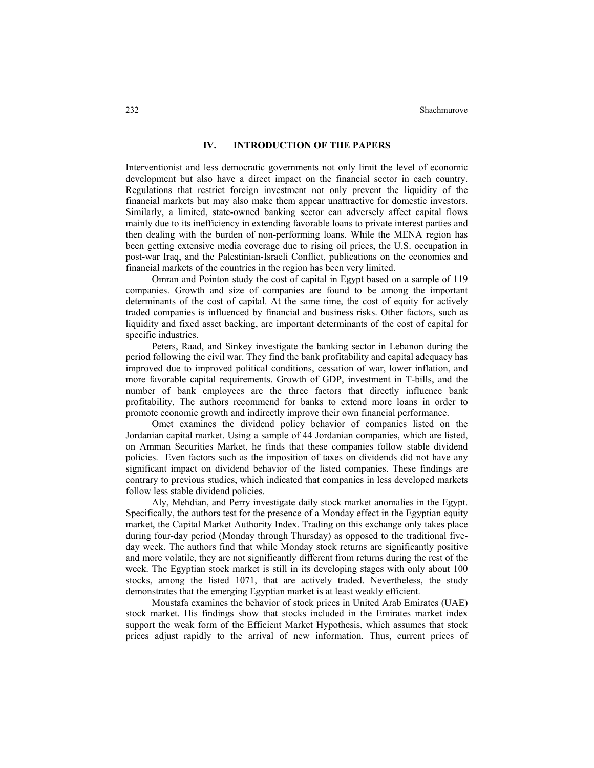## IV. INTRODUCTION OF THE PAPERS

Interventionist and less democratic governments not only limit the level of economic development but also have a direct impact on the financial sector in each country. Regulations that restrict foreign investment not only prevent the liquidity of the financial markets but may also make them appear unattractive for domestic investors. Similarly, a limited, state-owned banking sector can adversely affect capital flows mainly due to its inefficiency in extending favorable loans to private interest parties and then dealing with the burden of non-performing loans. While the MENA region has been getting extensive media coverage due to rising oil prices, the U.S. occupation in post-war Iraq, and the Palestinian-Israeli Conflict, publications on the economies and financial markets of the countries in the region has been very limited.

Omran and Pointon study the cost of capital in Egypt based on a sample of 119 companies. Growth and size of companies are found to be among the important determinants of the cost of capital. At the same time, the cost of equity for actively traded companies is influenced by financial and business risks. Other factors, such as liquidity and fixed asset backing, are important determinants of the cost of capital for specific industries.

Peters, Raad, and Sinkey investigate the banking sector in Lebanon during the period following the civil war. They find the bank profitability and capital adequacy has improved due to improved political conditions, cessation of war, lower inflation, and more favorable capital requirements. Growth of GDP, investment in T-bills, and the number of bank employees are the three factors that directly influence bank profitability. The authors recommend for banks to extend more loans in order to promote economic growth and indirectly improve their own financial performance.

Omet examines the dividend policy behavior of companies listed on the Jordanian capital market. Using a sample of 44 Jordanian companies, which are listed, on Amman Securities Market, he finds that these companies follow stable dividend policies. Even factors such as the imposition of taxes on dividends did not have any significant impact on dividend behavior of the listed companies. These findings are contrary to previous studies, which indicated that companies in less developed markets follow less stable dividend policies.

Aly, Mehdian, and Perry investigate daily stock market anomalies in the Egypt. Specifically, the authors test for the presence of a Monday effect in the Egyptian equity market, the Capital Market Authority Index. Trading on this exchange only takes place during four-day period (Monday through Thursday) as opposed to the traditional five-day week. The authors find that while Monday stock returns are significantly positive and more volatile, they are not significantly different from returns during the rest of the week. The Egyptian stock market is still in its developing stages with only about 100 stocks, among the listed 1071, that are actively traded. Nevertheless, the study demonstrates that the emerging Egyptian market is at least weakly efficient.

Moustafa examines the behavior of stock prices in United Arab Emirates (UAE) stock market. His findings show that stocks included in the Emirates market index support the weak form of the Efficient Market Hypothesis, which assumes that stock prices adjust rapidly to the arrival of new information. Thus, current prices of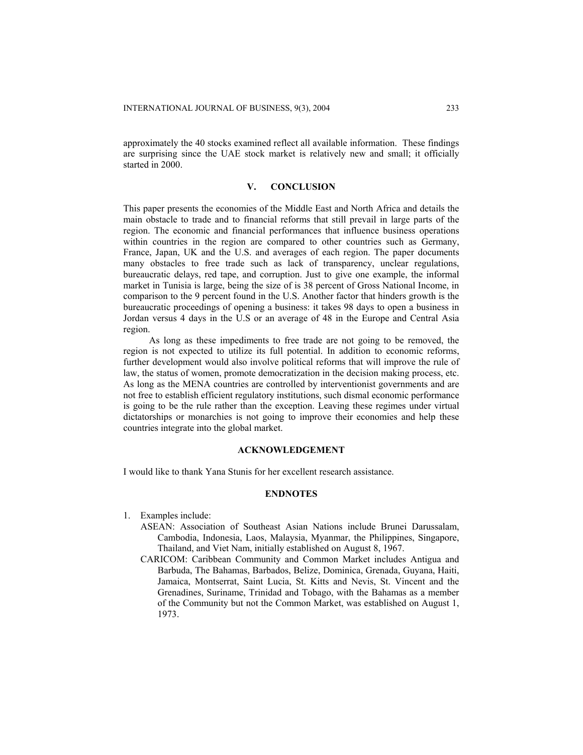approximately the 40 stocks examined reflect all available information. These findings are surprising since the UAE stock market is relatively new and small; it officially started in 2000.

## V. CONCLUSION

This paper presents the economies of the Middle East and North Africa and details the main obstacle to trade and to financial reforms that still prevail in large parts of the region. The economic and financial performances that influence business operations within countries in the region are compared to other countries such as Germany, France, Japan, UK and the U.S. and averages of each region. The paper documents many obstacles to free trade such as lack of transparency, unclear regulations, bureaucratic delays, red tape, and corruption. Just to give one example, the informal market in Tunisia is large, being the size of is 38 percent of Gross National Income, in comparison to the 9 percent found in the U.S. Another factor that hinders growth is the bureaucratic proceedings of opening a business: it takes 98 days to open a business in Jordan versus 4 days in the U.S or an average of 48 in the Europe and Central Asia region.

As long as these impediments to free trade are not going to be removed, the region is not expected to utilize its full potential. In addition to economic reforms, further development would also involve political reforms that will improve the rule of law, the status of women, promote democratization in the decision making process, etc. As long as the MENA countries are controlled by interventionist governments and are not free to establish efficient regulatory institutions, such dismal economic performance is going to be the rule rather than the exception. Leaving these regimes under virtual dictatorships or monarchies is not going to improve their economies and help these countries integrate into the global market.

## ACKNOWLEDGEMENT

I would like to thank Yana Stunis for her excellent research assistance.

## ENDNOTES

1. Examples include:
   - ASEAN: Association of Southeast Asian Nations include Brunei Darussalam, Cambodia, Indonesia, Laos, Malaysia, Myanmar, the Philippines, Singapore, Thailand, and Viet Nam, initially established on August 8, 1967.
   - CARICOM: Caribbean Community and Common Market includes Antigua and Barbuda, The Bahamas, Barbados, Belize, Dominica, Grenada, Guyana, Haiti, Jamaica, Montserrat, Saint Lucia, St. Kitts and Nevis, St. Vincent and the Grenadines, Suriname, Trinidad and Tobago, with the Bahamas as a member of the Community but not the Common Market, was established on August 1, 1973.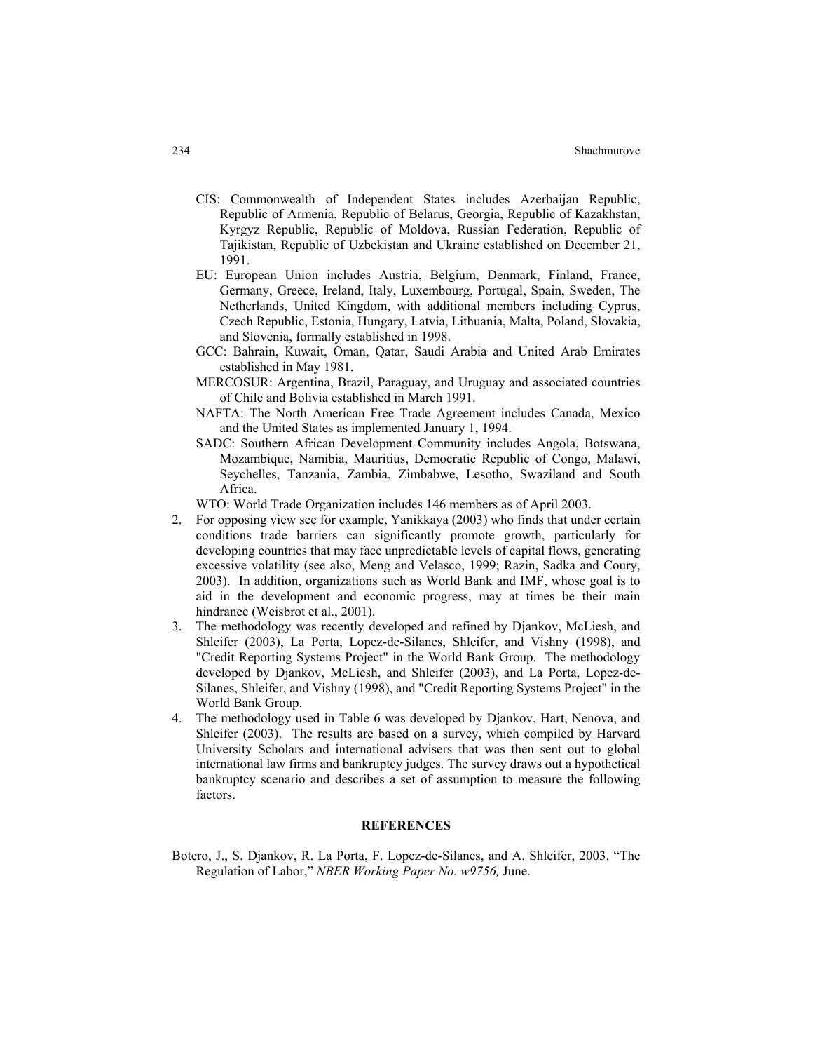CIS: Commonwealth of Independent States includes Azerbaijan Republic, Republic of Armenia, Republic of Belarus, Georgia, Republic of Kazakhstan, Kyrgyz Republic, Republic of Moldova, Russian Federation, Republic of Tajikistan, Republic of Uzbekistan and Ukraine established on December 21, 1991.

EU: European Union includes Austria, Belgium, Denmark, Finland, France, Germany, Greece, Ireland, Italy, Luxembourg, Portugal, Spain, Sweden, The Netherlands, United Kingdom, with additional members including Cyprus, Czech Republic, Estonia, Hungary, Latvia, Lithuania, Malta, Poland, Slovakia, and Slovenia, formally established in 1998.

GCC: Bahrain, Kuwait, Oman, Qatar, Saudi Arabia and United Arab Emirates established in May 1981.

MERCOSUR: Argentina, Brazil, Paraguay, and Uruguay and associated countries of Chile and Bolivia established in March 1991.

NAFTA: The North American Free Trade Agreement includes Canada, Mexico and the United States as implemented January 1, 1994.

SADC: Southern African Development Community includes Angola, Botswana, Mozambique, Namibia, Mauritius, Democratic Republic of Congo, Malawi, Seychelles, Tanzania, Zambia, Zimbabwe, Lesotho, Swaziland and South Africa.

WTO: World Trade Organization includes 146 members as of April 2003.

2. For opposing view see for example, Yanikkaya (2003) who finds that under certain conditions trade barriers can significantly promote growth, particularly for developing countries that may face unpredictable levels of capital flows, generating excessive volatility (see also, Meng and Velasco, 1999; Razin, Sadka and Coury, 2003). In addition, organizations such as World Bank and IMF, whose goal is to aid in the development and economic progress, may at times be their main hindrance (Weisbrot et al., 2001).
3. The methodology was recently developed and refined by Djankov, McLiesh, and Shleifer (2003), La Porta, Lopez-de-Silanes, Shleifer, and Vishny (1998), and "Credit Reporting Systems Project" in the World Bank Group. The methodology developed by Djankov, McLiesh, and Shleifer (2003), and La Porta, Lopez-de-Silanes, Shleifer, and Vishny (1998), and "Credit Reporting Systems Project" in the World Bank Group.
4. The methodology used in Table 6 was developed by Djankov, Hart, Nenova, and Shleifer (2003). The results are based on a survey, which compiled by Harvard University Scholars and international advisers that was then sent out to global international law firms and bankruptcy judges. The survey draws out a hypothetical bankruptcy scenario and describes a set of assumption to measure the following factors.

## REFERENCES

Botero, J., S. Djankov, R. La Porta, F. Lopez-de-Silanes, and A. Shleifer, 2003. "The Regulation of Labor," *NBER Working Paper No. w9756,* June.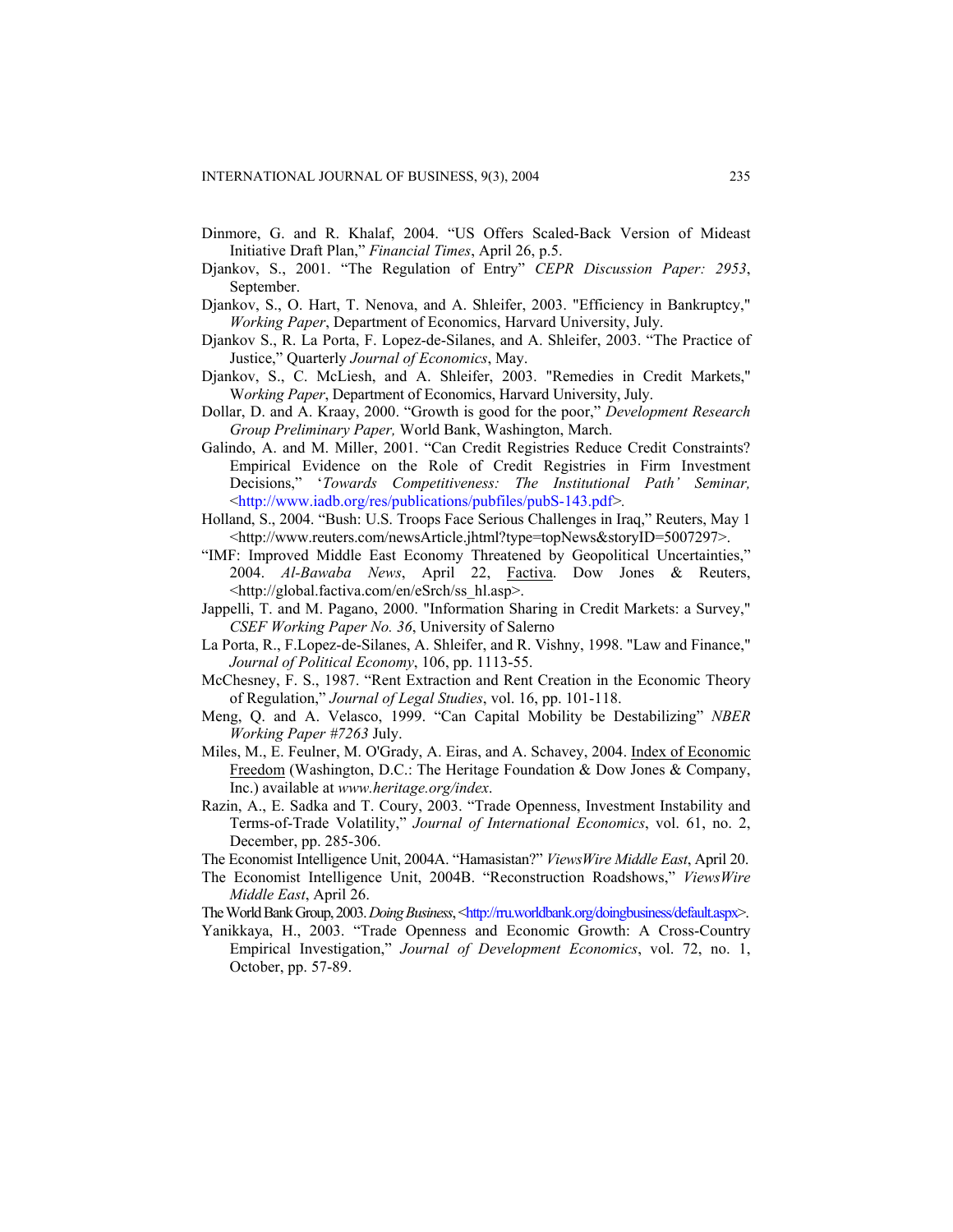Dinmore, G. and R. Khalaf, 2004. "US Offers Scaled-Back Version of Mideast Initiative Draft Plan," *Financial Times*, April 26, p.5.

Djankov, S., 2001. "The Regulation of Entry" *CEPR Discussion Paper: 2953*, September.

Djankov, S., O. Hart, T. Nenova, and A. Shleifer, 2003. "Efficiency in Bankruptcy," *Working Paper*, Department of Economics, Harvard University, July.

Djankov S., R. La Porta, F. Lopez-de-Silanes, and A. Shleifer, 2003. "The Practice of Justice," Quarterly *Journal of Economics*, May.

Djankov, S., C. McLiesh, and A. Shleifer, 2003. "Remedies in Credit Markets," W*orking Paper*, Department of Economics, Harvard University, July.

Dollar, D. and A. Kraay, 2000. "Growth is good for the poor," *Development Research Group Preliminary Paper,* World Bank, Washington, March.

Galindo, A. and M. Miller, 2001. "Can Credit Registries Reduce Credit Constraints? Empirical Evidence on the Role of Credit Registries in Firm Investment Decisions," '*Towards Competitiveness: The Institutional Path' Seminar,* <http://www.iadb.org/res/publications/pubfiles/pubS-143.pdf>.

Holland, S., 2004. "Bush: U.S. Troops Face Serious Challenges in Iraq," Reuters, May 1 <http://www.reuters.com/newsArticle.jhtml?type=topNews&storyID=5007297>.

"IMF: Improved Middle East Economy Threatened by Geopolitical Uncertainties," 2004. *Al-Bawaba News*, April 22, Factiva. Dow Jones & Reuters, <http://global.factiva.com/en/eSrch/ss_hl.asp>.

Jappelli, T. and M. Pagano, 2000. "Information Sharing in Credit Markets: a Survey," *CSEF Working Paper No. 36*, University of Salerno

La Porta, R., F.Lopez-de-Silanes, A. Shleifer, and R. Vishny, 1998. "Law and Finance," *Journal of Political Economy*, 106, pp. 1113-55.

McChesney, F. S., 1987. "Rent Extraction and Rent Creation in the Economic Theory of Regulation," *Journal of Legal Studies*, vol. 16, pp. 101-118.

Meng, Q. and A. Velasco, 1999. "Can Capital Mobility be Destabilizing" *NBER Working Paper #7263* July.

Miles, M., E. Feulner, M. O'Grady, A. Eiras, and A. Schavey, 2004. Index of Economic Freedom (Washington, D.C.: The Heritage Foundation & Dow Jones & Company, Inc.) available at *www.heritage.org/index*.

Razin, A., E. Sadka and T. Coury, 2003. "Trade Openness, Investment Instability and Terms-of-Trade Volatility," *Journal of International Economics*, vol. 61, no. 2, December, pp. 285-306.

The Economist Intelligence Unit, 2004A. "Hamasistan?" *ViewsWire Middle East*, April 20.

The Economist Intelligence Unit, 2004B. "Reconstruction Roadshows," *ViewsWire Middle East*, April 26.

The World Bank Group, 2003. *Doing Business*, <http://rru.worldbank.org/doingbusiness/default.aspx>.

Yanikkaya, H., 2003. "Trade Openness and Economic Growth: A Cross-Country Empirical Investigation," *Journal of Development Economics*, vol. 72, no. 1, October, pp. 57-89.